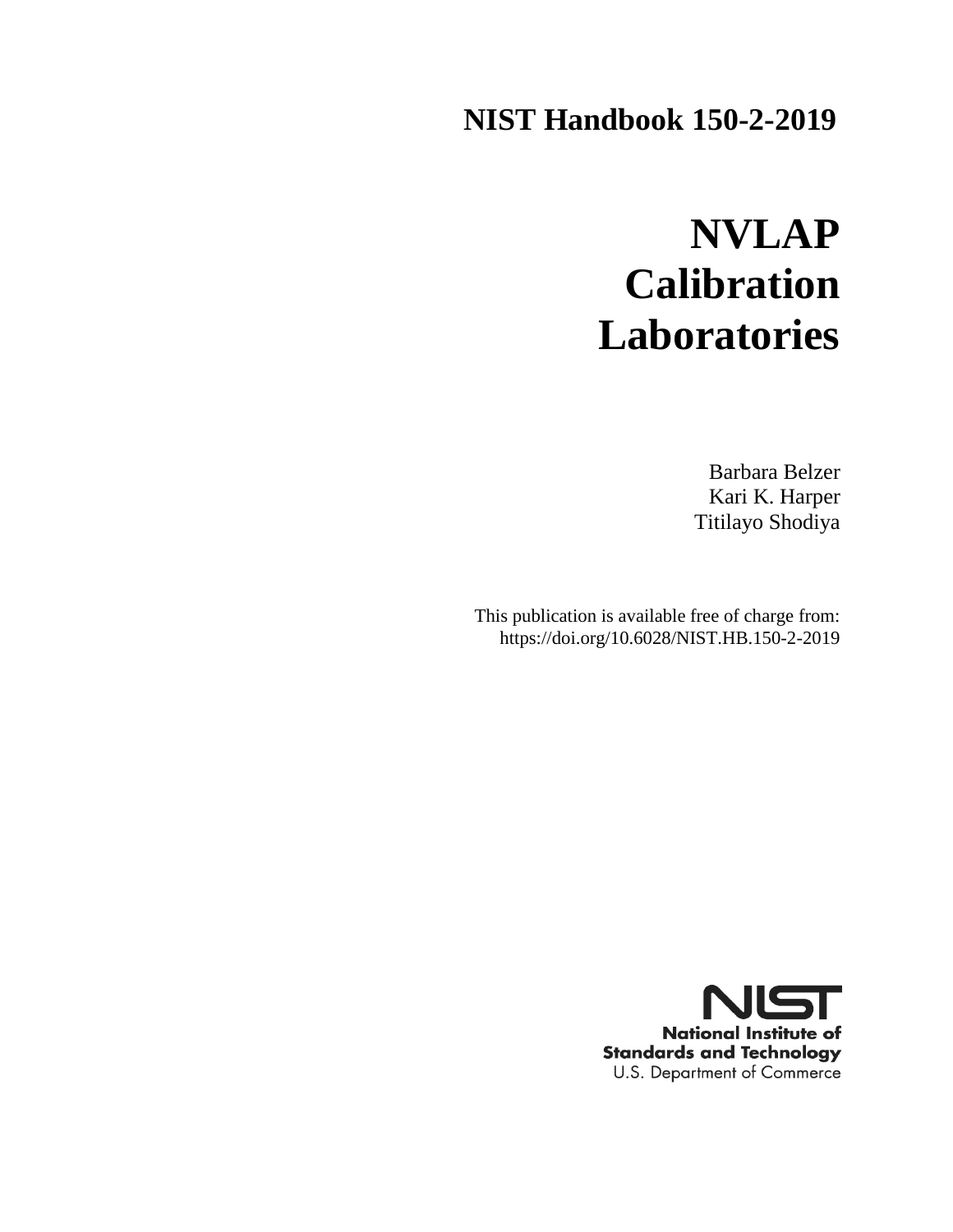# NIST Handbook 150-2-2019

# NVLAP Calibration Laboratories

Barbara Belzer
Kari K. Harper
Titilayo Shodiya

This publication is available free of charge from:
https://doi.org/10.6028/NIST.HB.150-2-2019

NIST
National Institute of Standards and Technology
U.S. Department of Commerce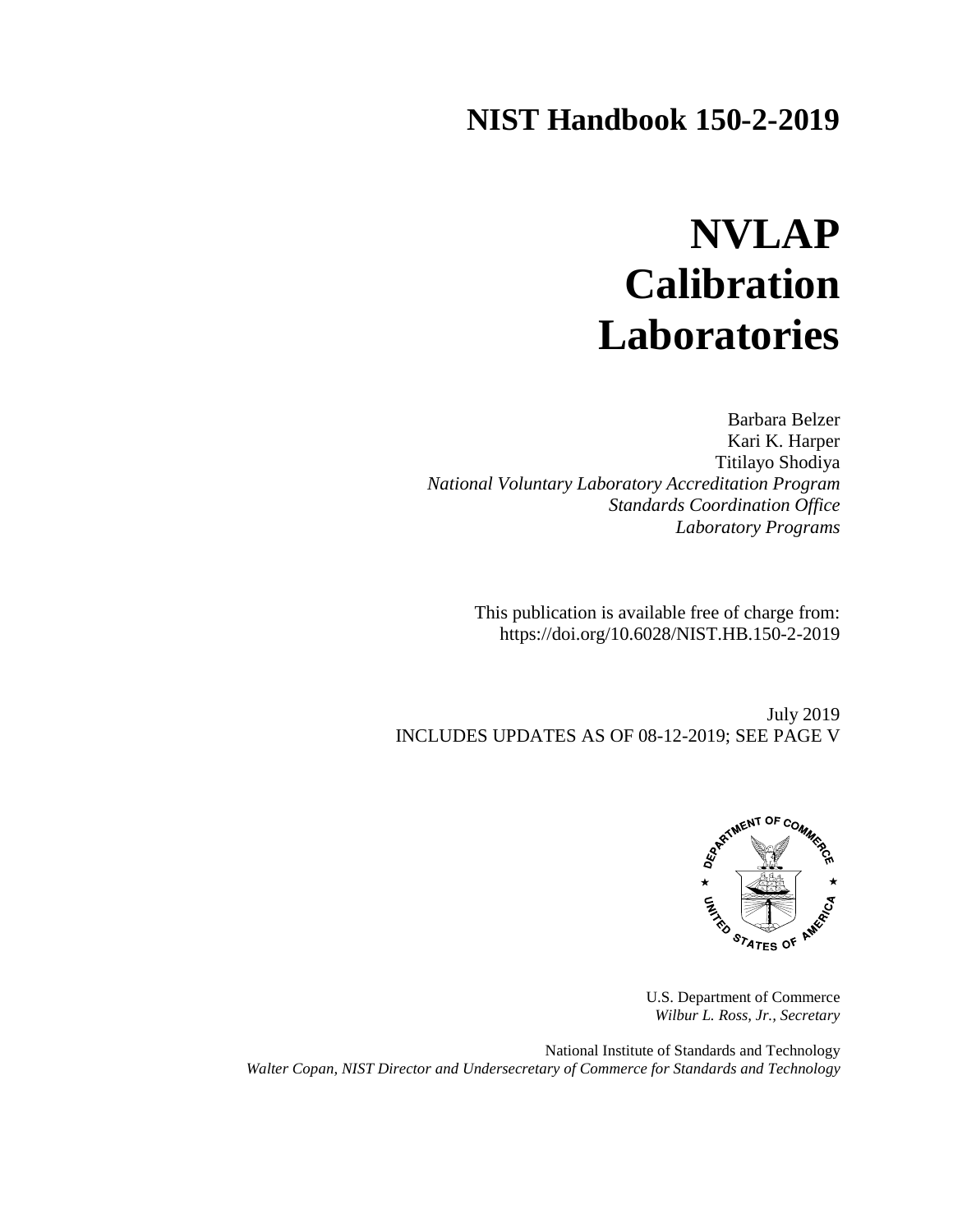# NIST Handbook 150-2-2019

# NVLAP Calibration Laboratories

Barbara Belzer
Kari K. Harper
Titilayo Shodiya
*National Voluntary Laboratory Accreditation Program*
*Standards Coordination Office*
*Laboratory Programs*

This publication is available free of charge from:
https://doi.org/10.6028/NIST.HB.150-2-2019

July 2019
INCLUDES UPDATES AS OF 08-12-2019; SEE PAGE V

U.S. Department of Commerce
*Wilbur L. Ross, Jr., Secretary*

National Institute of Standards and Technology
*Walter Copan, NIST Director and Undersecretary of Commerce for Standards and Technology*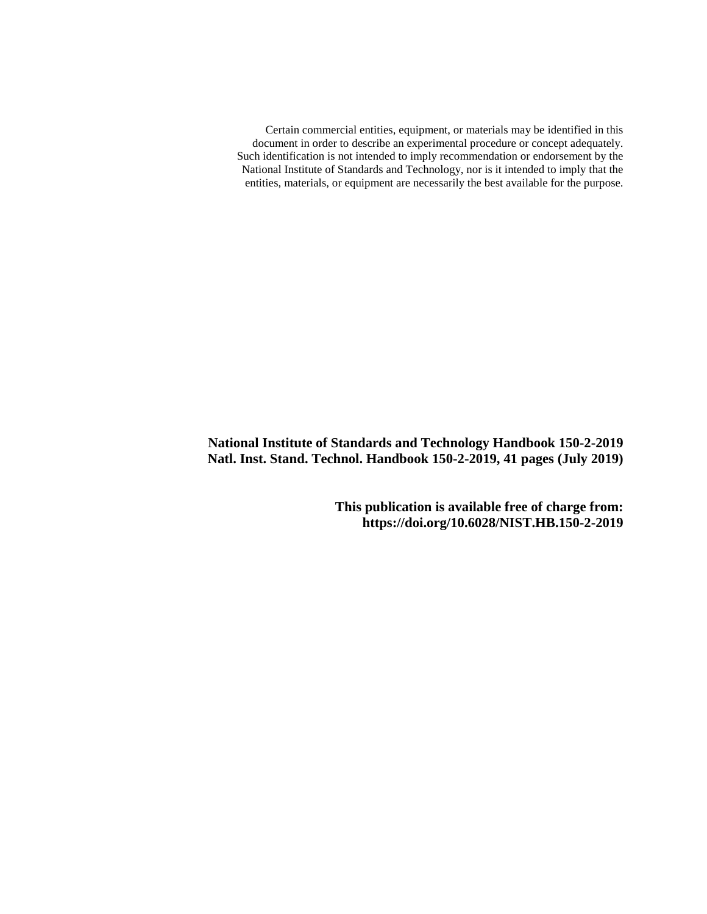Certain commercial entities, equipment, or materials may be identified in this document in order to describe an experimental procedure or concept adequately. Such identification is not intended to imply recommendation or endorsement by the National Institute of Standards and Technology, nor is it intended to imply that the entities, materials, or equipment are necessarily the best available for the purpose.

**National Institute of Standards and Technology Handbook 150-2-2019**
**Natl. Inst. Stand. Technol. Handbook 150-2-2019, 41 pages (July 2019)**

**This publication is available free of charge from:**
**https://doi.org/10.6028/NIST.HB.150-2-2019**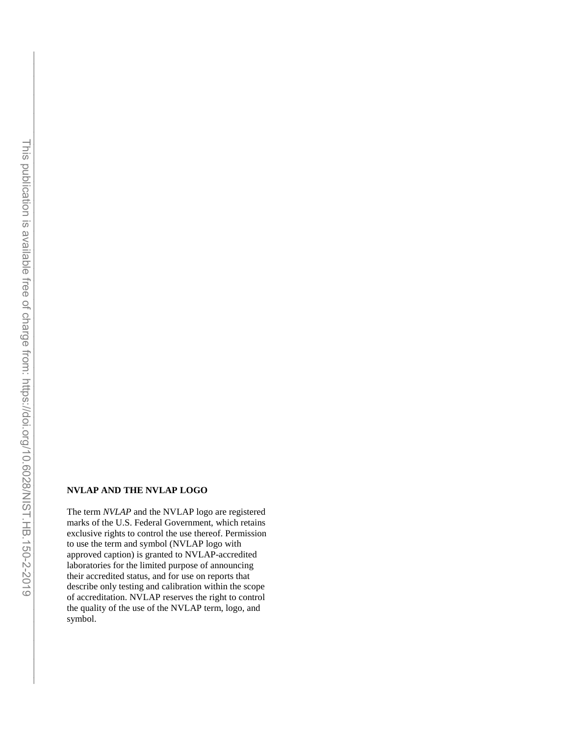**NVLAP AND THE NVLAP LOGO**

The term *NVLAP* and the NVLAP logo are registered marks of the U.S. Federal Government, which retains exclusive rights to control the use thereof. Permission to use the term and symbol (NVLAP logo with approved caption) is granted to NVLAP-accredited laboratories for the limited purpose of announcing their accredited status, and for use on reports that describe only testing and calibration within the scope of accreditation. NVLAP reserves the right to control the quality of the use of the NVLAP term, logo, and symbol.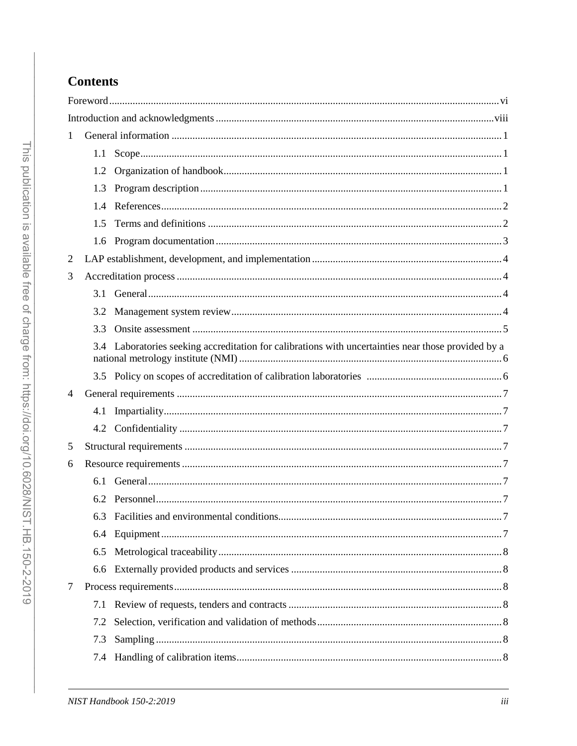# Contents

Foreword ..... vi

Introduction and acknowledgments ..... viii

1 General information ..... 1

- 1.1 Scope ..... 1
- 1.2 Organization of handbook ..... 1
- 1.3 Program description ..... 1
- 1.4 References ..... 2
- 1.5 Terms and definitions ..... 2
- 1.6 Program documentation ..... 3

2 LAP establishment, development, and implementation ..... 4

3 Accreditation process ..... 4

- 3.1 General ..... 4
- 3.2 Management system review ..... 4
- 3.3 Onsite assessment ..... 5
- 3.4 Laboratories seeking accreditation for calibrations with uncertainties near those provided by a national metrology institute (NMI) ..... 6
- 3.5 Policy on scopes of accreditation of calibration laboratories ..... 6

4 General requirements ..... 7

- 4.1 Impartiality ..... 7
- 4.2 Confidentiality ..... 7

5 Structural requirements ..... 7

6 Resource requirements ..... 7

- 6.1 General ..... 7
- 6.2 Personnel ..... 7
- 6.3 Facilities and environmental conditions ..... 7
- 6.4 Equipment ..... 7
- 6.5 Metrological traceability ..... 8
- 6.6 Externally provided products and services ..... 8

7 Process requirements ..... 8

- 7.1 Review of requests, tenders and contracts ..... 8
- 7.2 Selection, verification and validation of methods ..... 8
- 7.3 Sampling ..... 8
- 7.4 Handling of calibration items ..... 8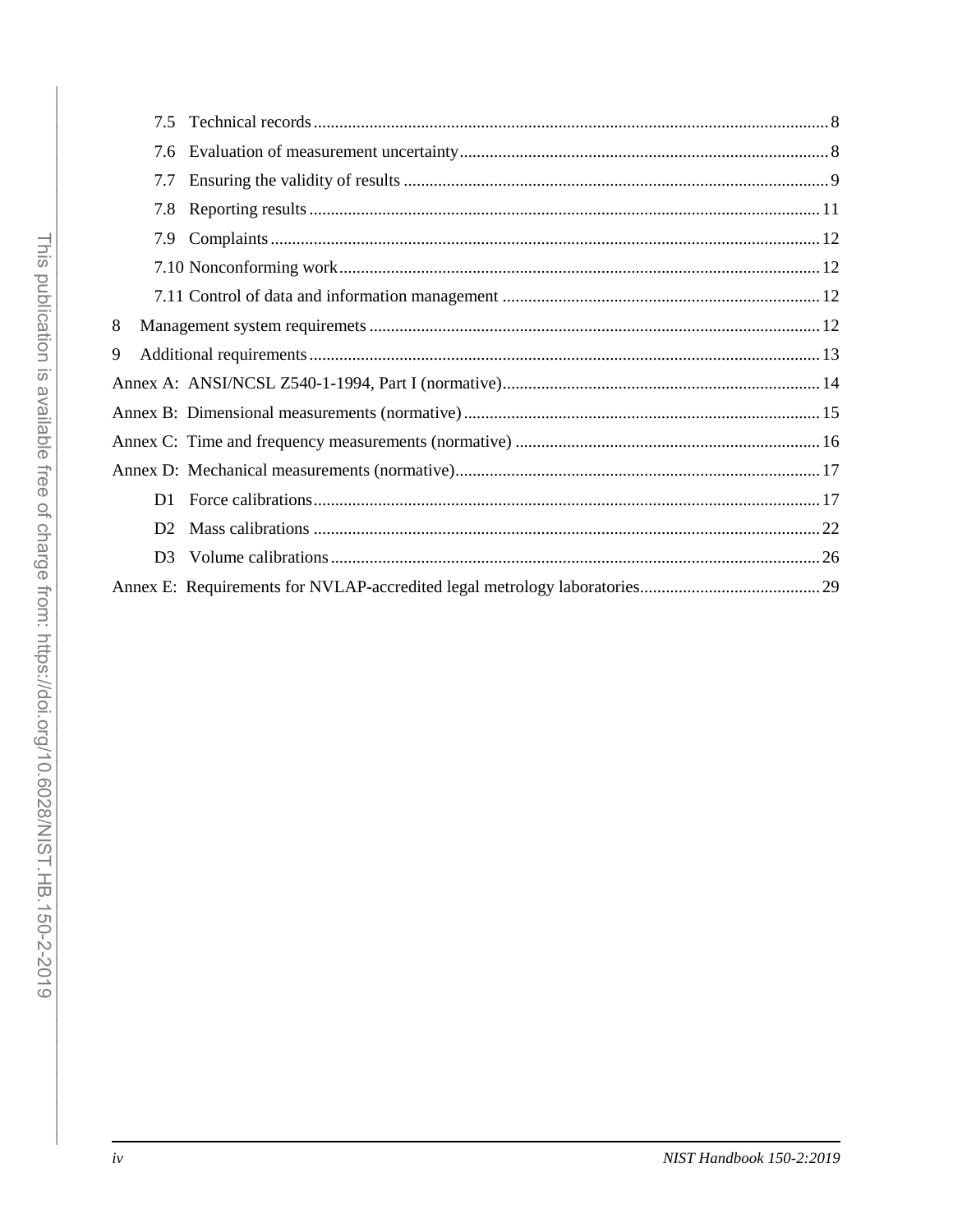7.5 Technical records ........ 8

7.6 Evaluation of measurement uncertainty ........ 8

7.7 Ensuring the validity of results ........ 9

7.8 Reporting results ........ 11

7.9 Complaints ........ 12

7.10 Nonconforming work ........ 12

7.11 Control of data and information management ........ 12

8 Management system requiremets ........ 12

9 Additional requirements ........ 13

Annex A: ANSI/NCSL Z540-1-1994, Part I (normative) ........ 14

Annex B: Dimensional measurements (normative) ........ 15

Annex C: Time and frequency measurements (normative) ........ 16

Annex D: Mechanical measurements (normative) ........ 17

D1 Force calibrations ........ 17

D2 Mass calibrations ........ 22

D3 Volume calibrations ........ 26

Annex E: Requirements for NVLAP-accredited legal metrology laboratories ........ 29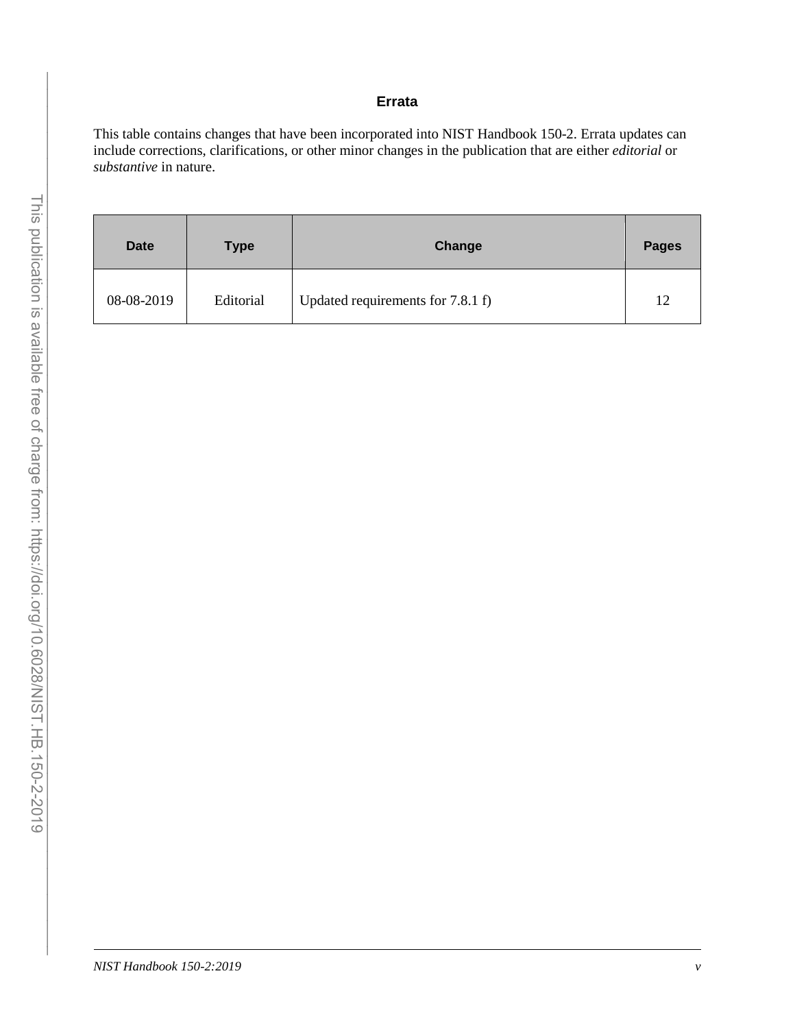## Errata

This table contains changes that have been incorporated into NIST Handbook 150-2. Errata updates can include corrections, clarifications, or other minor changes in the publication that are either *editorial* or *substantive* in nature.

| Date | Type | Change | Pages |
|---|---|---|---|
| 08-08-2019 | Editorial | Updated requirements for 7.8.1 f) | 12 |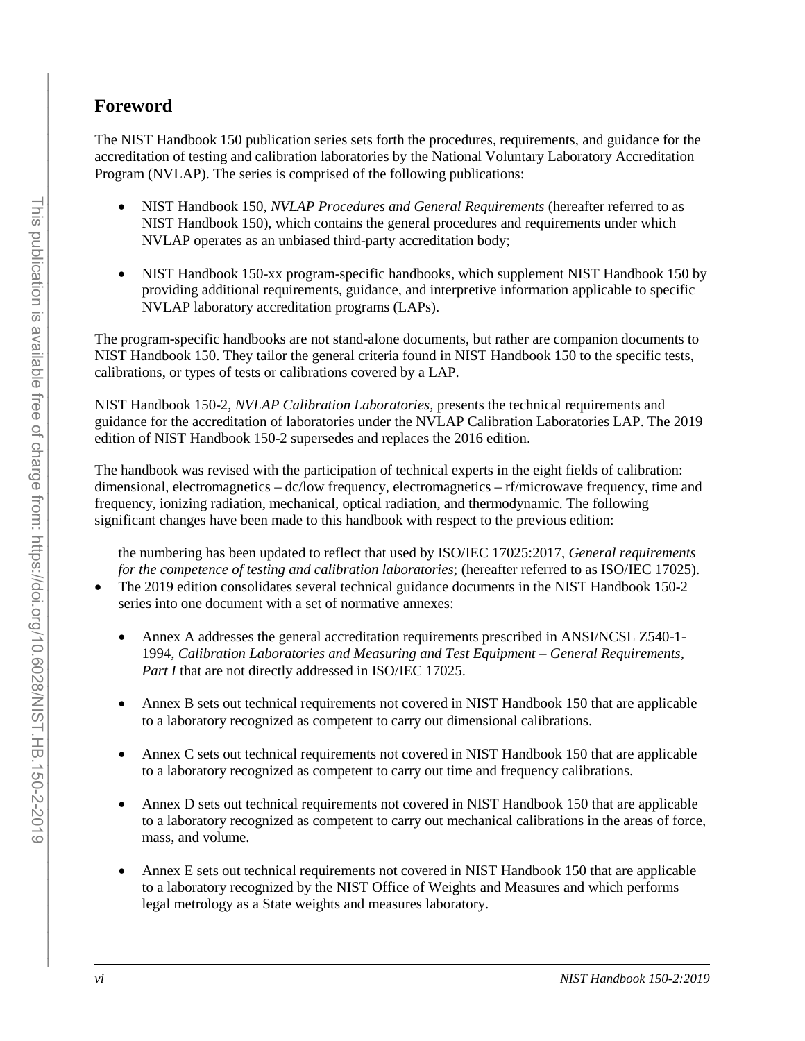## Foreword

The NIST Handbook 150 publication series sets forth the procedures, requirements, and guidance for the accreditation of testing and calibration laboratories by the National Voluntary Laboratory Accreditation Program (NVLAP). The series is comprised of the following publications:

- NIST Handbook 150, *NVLAP Procedures and General Requirements* (hereafter referred to as NIST Handbook 150), which contains the general procedures and requirements under which NVLAP operates as an unbiased third-party accreditation body;
- NIST Handbook 150-xx program-specific handbooks, which supplement NIST Handbook 150 by providing additional requirements, guidance, and interpretive information applicable to specific NVLAP laboratory accreditation programs (LAPs).

The program-specific handbooks are not stand-alone documents, but rather are companion documents to NIST Handbook 150. They tailor the general criteria found in NIST Handbook 150 to the specific tests, calibrations, or types of tests or calibrations covered by a LAP.

NIST Handbook 150-2, *NVLAP Calibration Laboratories*, presents the technical requirements and guidance for the accreditation of laboratories under the NVLAP Calibration Laboratories LAP. The 2019 edition of NIST Handbook 150-2 supersedes and replaces the 2016 edition.

The handbook was revised with the participation of technical experts in the eight fields of calibration: dimensional, electromagnetics – dc/low frequency, electromagnetics – rf/microwave frequency, time and frequency, ionizing radiation, mechanical, optical radiation, and thermodynamic. The following significant changes have been made to this handbook with respect to the previous edition:

the numbering has been updated to reflect that used by ISO/IEC 17025:2017, *General requirements for the competence of testing and calibration laboratories*; (hereafter referred to as ISO/IEC 17025).

- The 2019 edition consolidates several technical guidance documents in the NIST Handbook 150-2 series into one document with a set of normative annexes:
  - Annex A addresses the general accreditation requirements prescribed in ANSI/NCSL Z540-1-1994, *Calibration Laboratories and Measuring and Test Equipment – General Requirements, Part I* that are not directly addressed in ISO/IEC 17025.
  - Annex B sets out technical requirements not covered in NIST Handbook 150 that are applicable to a laboratory recognized as competent to carry out dimensional calibrations.
  - Annex C sets out technical requirements not covered in NIST Handbook 150 that are applicable to a laboratory recognized as competent to carry out time and frequency calibrations.
  - Annex D sets out technical requirements not covered in NIST Handbook 150 that are applicable to a laboratory recognized as competent to carry out mechanical calibrations in the areas of force, mass, and volume.
  - Annex E sets out technical requirements not covered in NIST Handbook 150 that are applicable to a laboratory recognized by the NIST Office of Weights and Measures and which performs legal metrology as a State weights and measures laboratory.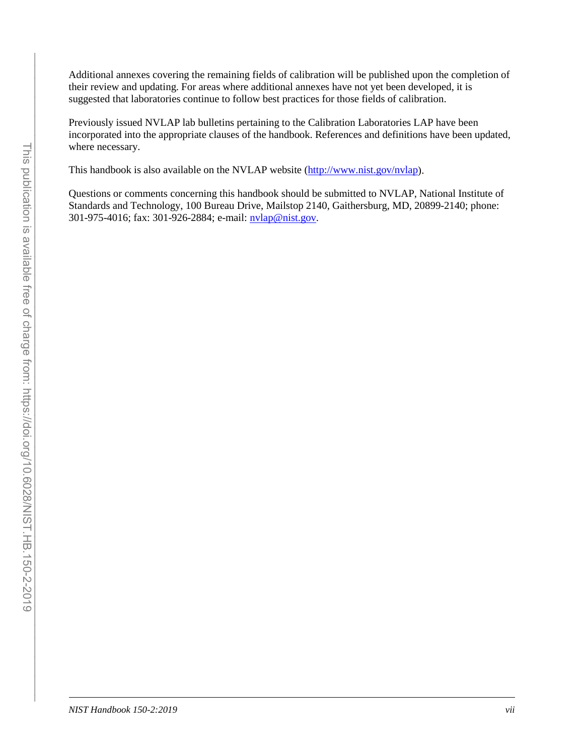Additional annexes covering the remaining fields of calibration will be published upon the completion of their review and updating. For areas where additional annexes have not yet been developed, it is suggested that laboratories continue to follow best practices for those fields of calibration.

Previously issued NVLAP lab bulletins pertaining to the Calibration Laboratories LAP have been incorporated into the appropriate clauses of the handbook. References and definitions have been updated, where necessary.

This handbook is also available on the NVLAP website (http://www.nist.gov/nvlap).

Questions or comments concerning this handbook should be submitted to NVLAP, National Institute of Standards and Technology, 100 Bureau Drive, Mailstop 2140, Gaithersburg, MD, 20899-2140; phone: 301-975-4016; fax: 301-926-2884; e-mail: nvlap@nist.gov.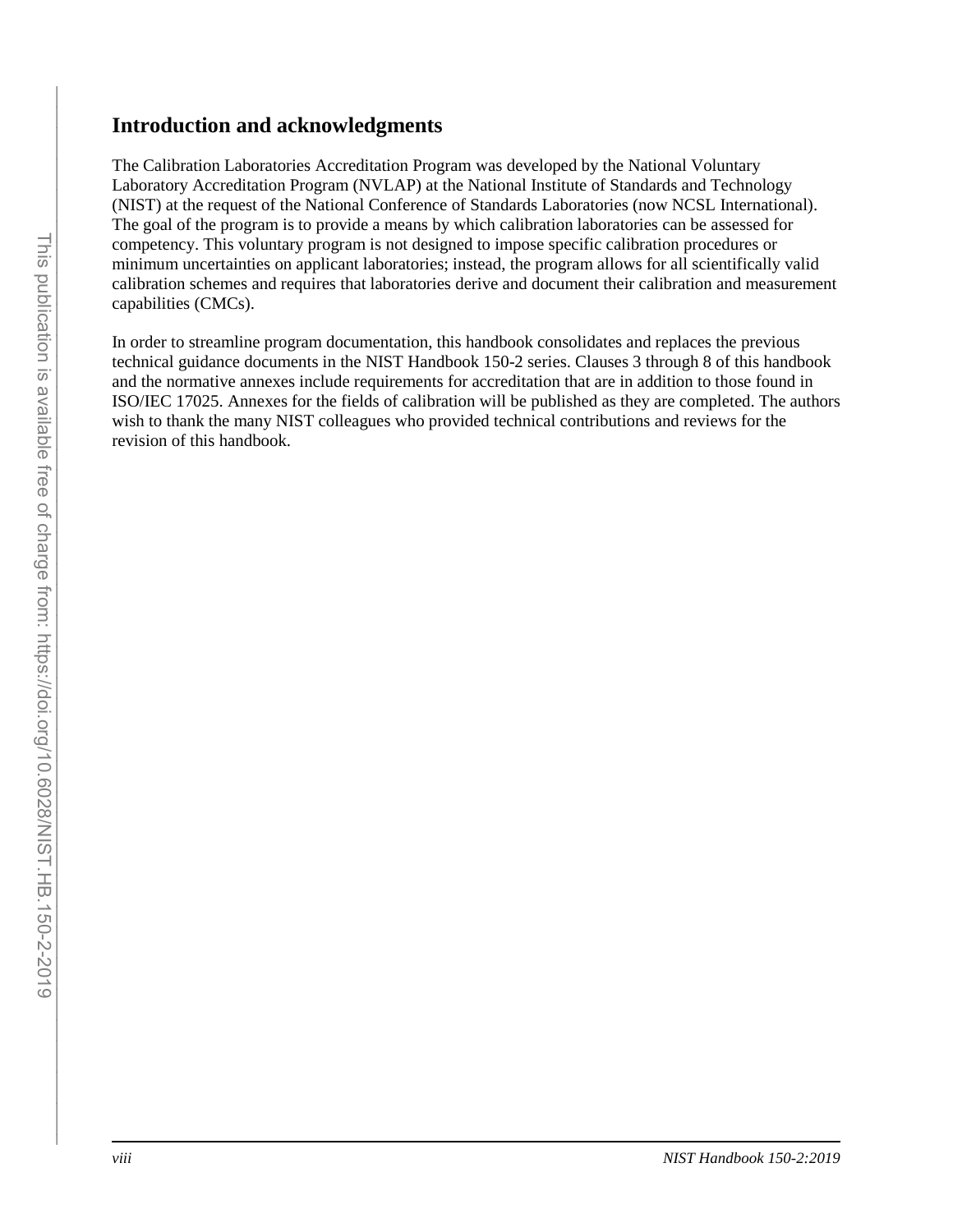## Introduction and acknowledgments

The Calibration Laboratories Accreditation Program was developed by the National Voluntary Laboratory Accreditation Program (NVLAP) at the National Institute of Standards and Technology (NIST) at the request of the National Conference of Standards Laboratories (now NCSL International). The goal of the program is to provide a means by which calibration laboratories can be assessed for competency. This voluntary program is not designed to impose specific calibration procedures or minimum uncertainties on applicant laboratories; instead, the program allows for all scientifically valid calibration schemes and requires that laboratories derive and document their calibration and measurement capabilities (CMCs).

In order to streamline program documentation, this handbook consolidates and replaces the previous technical guidance documents in the NIST Handbook 150-2 series. Clauses 3 through 8 of this handbook and the normative annexes include requirements for accreditation that are in addition to those found in ISO/IEC 17025. Annexes for the fields of calibration will be published as they are completed. The authors wish to thank the many NIST colleagues who provided technical contributions and reviews for the revision of this handbook.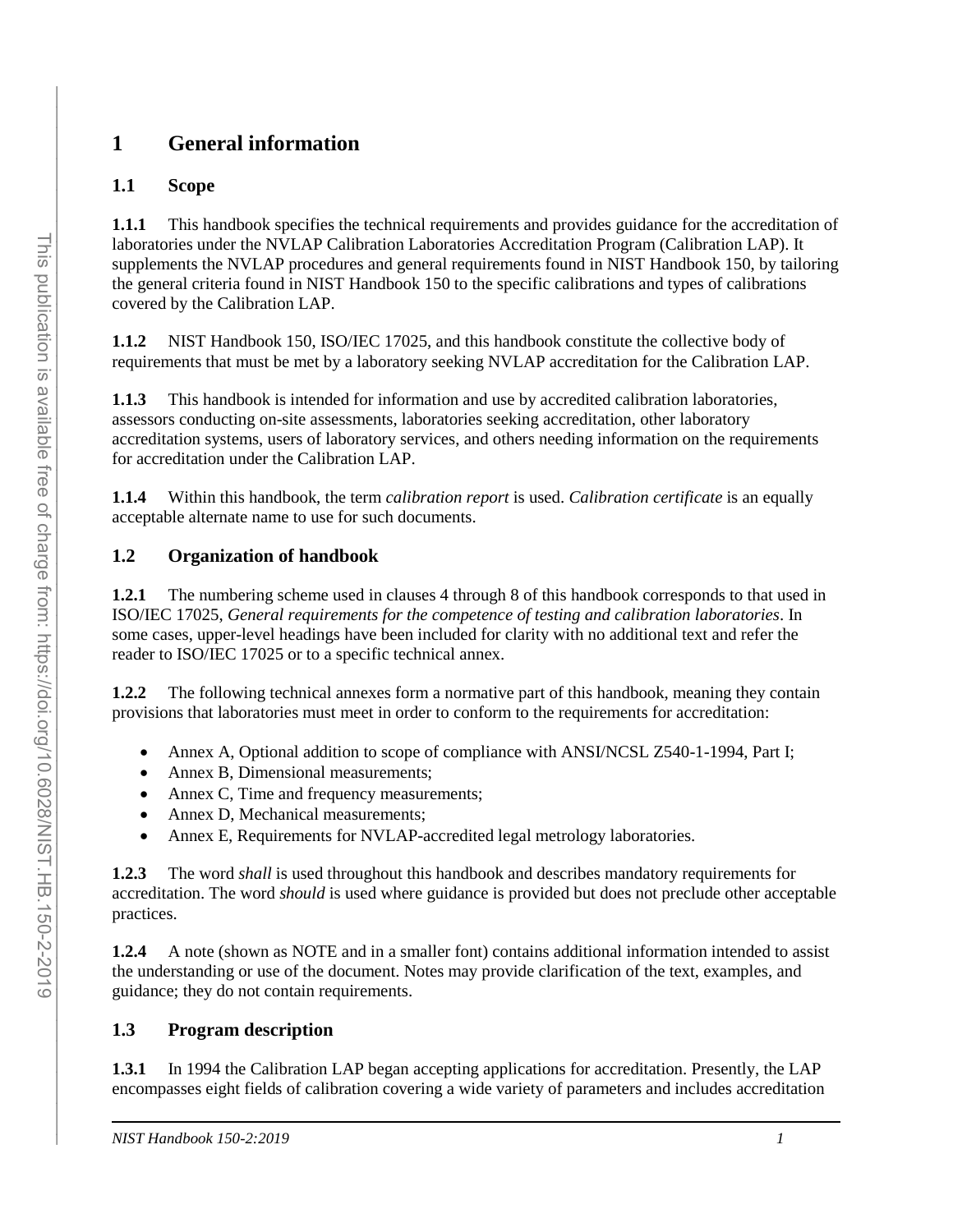# 1 General information

## 1.1 Scope

**1.1.1** This handbook specifies the technical requirements and provides guidance for the accreditation of laboratories under the NVLAP Calibration Laboratories Accreditation Program (Calibration LAP). It supplements the NVLAP procedures and general requirements found in NIST Handbook 150, by tailoring the general criteria found in NIST Handbook 150 to the specific calibrations and types of calibrations covered by the Calibration LAP.

**1.1.2** NIST Handbook 150, ISO/IEC 17025, and this handbook constitute the collective body of requirements that must be met by a laboratory seeking NVLAP accreditation for the Calibration LAP.

**1.1.3** This handbook is intended for information and use by accredited calibration laboratories, assessors conducting on-site assessments, laboratories seeking accreditation, other laboratory accreditation systems, users of laboratory services, and others needing information on the requirements for accreditation under the Calibration LAP.

**1.1.4** Within this handbook, the term *calibration report* is used. *Calibration certificate* is an equally acceptable alternate name to use for such documents.

## 1.2 Organization of handbook

**1.2.1** The numbering scheme used in clauses 4 through 8 of this handbook corresponds to that used in ISO/IEC 17025, *General requirements for the competence of testing and calibration laboratories*. In some cases, upper-level headings have been included for clarity with no additional text and refer the reader to ISO/IEC 17025 or to a specific technical annex.

**1.2.2** The following technical annexes form a normative part of this handbook, meaning they contain provisions that laboratories must meet in order to conform to the requirements for accreditation:

- Annex A, Optional addition to scope of compliance with ANSI/NCSL Z540-1-1994, Part I;
- Annex B, Dimensional measurements;
- Annex C, Time and frequency measurements;
- Annex D, Mechanical measurements;
- Annex E, Requirements for NVLAP-accredited legal metrology laboratories.

**1.2.3** The word *shall* is used throughout this handbook and describes mandatory requirements for accreditation. The word *should* is used where guidance is provided but does not preclude other acceptable practices.

**1.2.4** A note (shown as NOTE and in a smaller font) contains additional information intended to assist the understanding or use of the document. Notes may provide clarification of the text, examples, and guidance; they do not contain requirements.

## 1.3 Program description

**1.3.1** In 1994 the Calibration LAP began accepting applications for accreditation. Presently, the LAP encompasses eight fields of calibration covering a wide variety of parameters and includes accreditation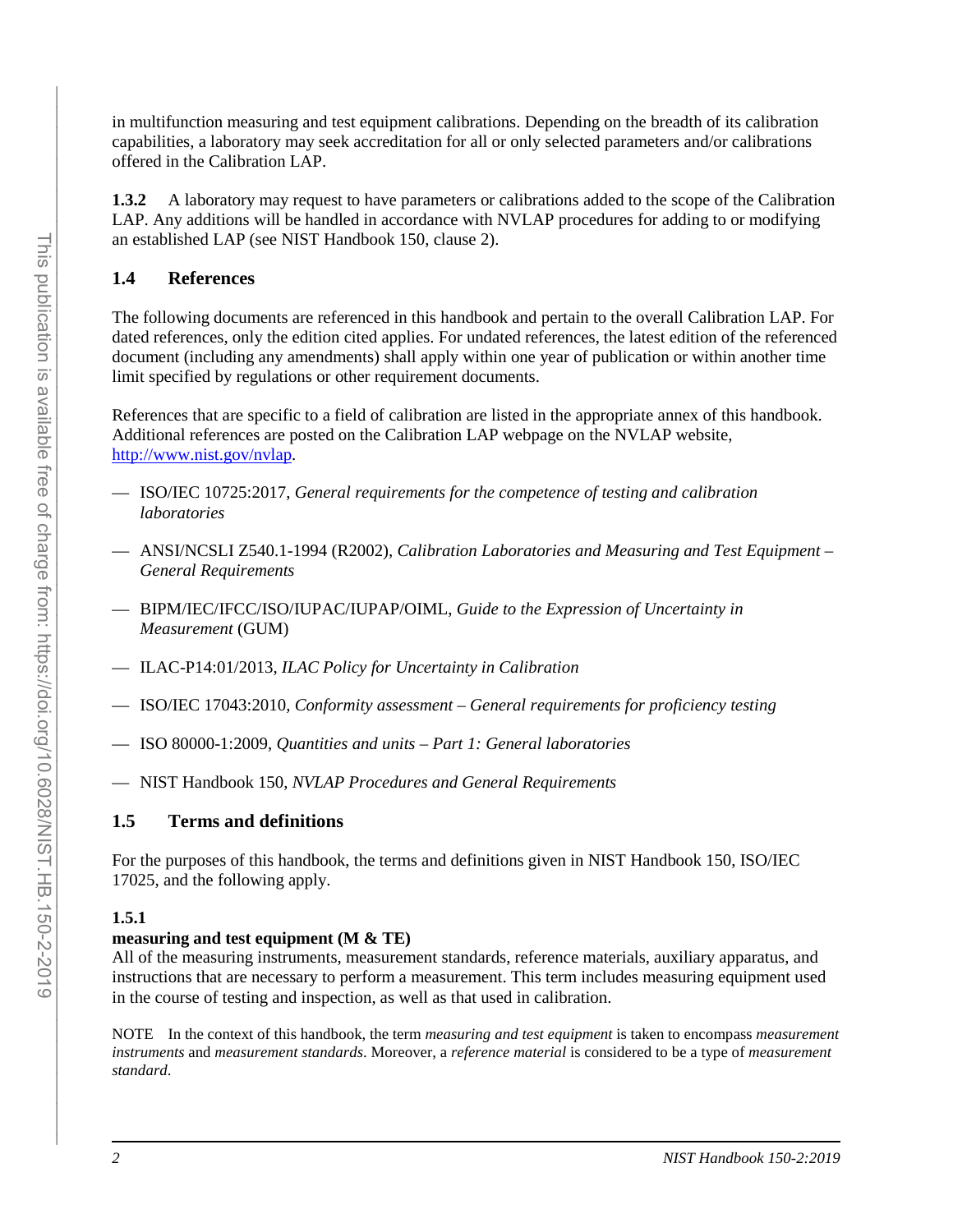in multifunction measuring and test equipment calibrations. Depending on the breadth of its calibration capabilities, a laboratory may seek accreditation for all or only selected parameters and/or calibrations offered in the Calibration LAP.

**1.3.2** A laboratory may request to have parameters or calibrations added to the scope of the Calibration LAP. Any additions will be handled in accordance with NVLAP procedures for adding to or modifying an established LAP (see NIST Handbook 150, clause 2).

## 1.4 References

The following documents are referenced in this handbook and pertain to the overall Calibration LAP. For dated references, only the edition cited applies. For undated references, the latest edition of the referenced document (including any amendments) shall apply within one year of publication or within another time limit specified by regulations or other requirement documents.

References that are specific to a field of calibration are listed in the appropriate annex of this handbook. Additional references are posted on the Calibration LAP webpage on the NVLAP website, http://www.nist.gov/nvlap.

- ISO/IEC 10725:2017, *General requirements for the competence of testing and calibration laboratories*
- ANSI/NCSLI Z540.1-1994 (R2002), *Calibration Laboratories and Measuring and Test Equipment – General Requirements*
- BIPM/IEC/IFCC/ISO/IUPAC/IUPAP/OIML, *Guide to the Expression of Uncertainty in Measurement* (GUM)
- ILAC-P14:01/2013, *ILAC Policy for Uncertainty in Calibration*
- ISO/IEC 17043:2010, *Conformity assessment – General requirements for proficiency testing*
- ISO 80000-1:2009, *Quantities and units – Part 1: General laboratories*
- NIST Handbook 150, *NVLAP Procedures and General Requirements*

## 1.5 Terms and definitions

For the purposes of this handbook, the terms and definitions given in NIST Handbook 150, ISO/IEC 17025, and the following apply.

**1.5.1**

**measuring and test equipment (M & TE)**

All of the measuring instruments, measurement standards, reference materials, auxiliary apparatus, and instructions that are necessary to perform a measurement. This term includes measuring equipment used in the course of testing and inspection, as well as that used in calibration.

NOTE In the context of this handbook, the term *measuring and test equipment* is taken to encompass *measurement instruments* and *measurement standards*. Moreover, a *reference material* is considered to be a type of *measurement standard*.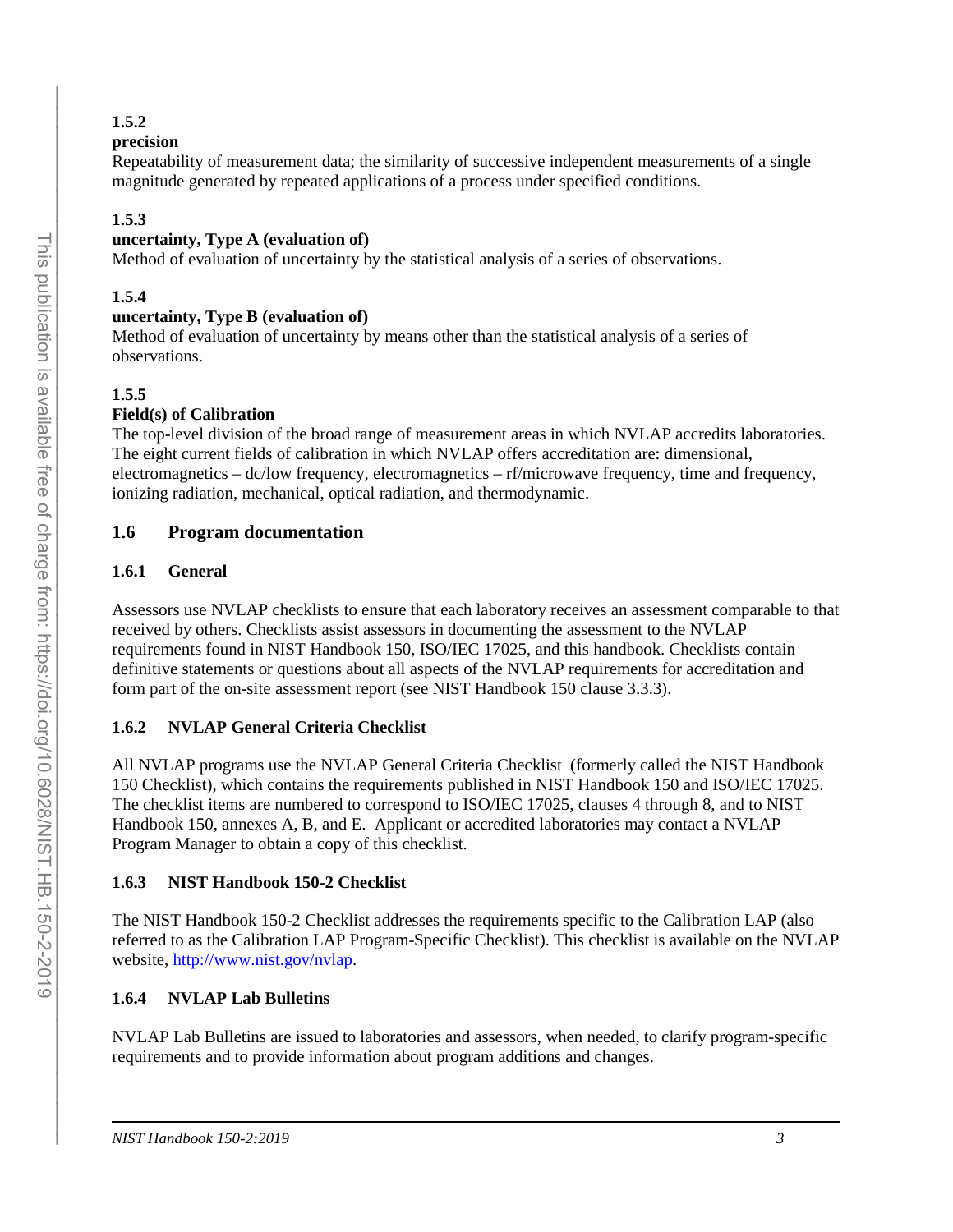**1.5.2**

**precision**

Repeatability of measurement data; the similarity of successive independent measurements of a single magnitude generated by repeated applications of a process under specified conditions.

**1.5.3**

**uncertainty, Type A (evaluation of)**

Method of evaluation of uncertainty by the statistical analysis of a series of observations.

**1.5.4**

**uncertainty, Type B (evaluation of)**

Method of evaluation of uncertainty by means other than the statistical analysis of a series of observations.

**1.5.5**

**Field(s) of Calibration**

The top-level division of the broad range of measurement areas in which NVLAP accredits laboratories. The eight current fields of calibration in which NVLAP offers accreditation are: dimensional, electromagnetics – dc/low frequency, electromagnetics – rf/microwave frequency, time and frequency, ionizing radiation, mechanical, optical radiation, and thermodynamic.

## 1.6 Program documentation

### 1.6.1 General

Assessors use NVLAP checklists to ensure that each laboratory receives an assessment comparable to that received by others. Checklists assist assessors in documenting the assessment to the NVLAP requirements found in NIST Handbook 150, ISO/IEC 17025, and this handbook. Checklists contain definitive statements or questions about all aspects of the NVLAP requirements for accreditation and form part of the on-site assessment report (see NIST Handbook 150 clause 3.3.3).

### 1.6.2 NVLAP General Criteria Checklist

All NVLAP programs use the NVLAP General Criteria Checklist (formerly called the NIST Handbook 150 Checklist), which contains the requirements published in NIST Handbook 150 and ISO/IEC 17025. The checklist items are numbered to correspond to ISO/IEC 17025, clauses 4 through 8, and to NIST Handbook 150, annexes A, B, and E. Applicant or accredited laboratories may contact a NVLAP Program Manager to obtain a copy of this checklist.

### 1.6.3 NIST Handbook 150-2 Checklist

The NIST Handbook 150-2 Checklist addresses the requirements specific to the Calibration LAP (also referred to as the Calibration LAP Program-Specific Checklist). This checklist is available on the NVLAP website, [http://www.nist.gov/nvlap](http://www.nist.gov/nvlap).

### 1.6.4 NVLAP Lab Bulletins

NVLAP Lab Bulletins are issued to laboratories and assessors, when needed, to clarify program-specific requirements and to provide information about program additions and changes.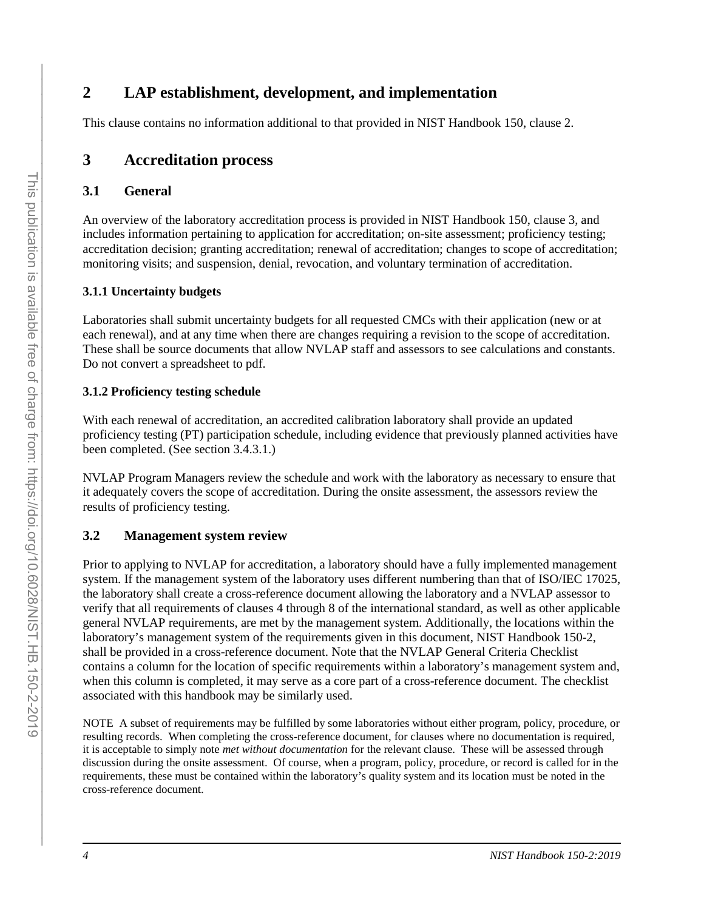# 2 LAP establishment, development, and implementation

This clause contains no information additional to that provided in NIST Handbook 150, clause 2.

# 3 Accreditation process

## 3.1 General

An overview of the laboratory accreditation process is provided in NIST Handbook 150, clause 3, and includes information pertaining to application for accreditation; on-site assessment; proficiency testing; accreditation decision; granting accreditation; renewal of accreditation; changes to scope of accreditation; monitoring visits; and suspension, denial, revocation, and voluntary termination of accreditation.

### 3.1.1 Uncertainty budgets

Laboratories shall submit uncertainty budgets for all requested CMCs with their application (new or at each renewal), and at any time when there are changes requiring a revision to the scope of accreditation. These shall be source documents that allow NVLAP staff and assessors to see calculations and constants. Do not convert a spreadsheet to pdf.

### 3.1.2 Proficiency testing schedule

With each renewal of accreditation, an accredited calibration laboratory shall provide an updated proficiency testing (PT) participation schedule, including evidence that previously planned activities have been completed. (See section 3.4.3.1.)

NVLAP Program Managers review the schedule and work with the laboratory as necessary to ensure that it adequately covers the scope of accreditation. During the onsite assessment, the assessors review the results of proficiency testing.

## 3.2 Management system review

Prior to applying to NVLAP for accreditation, a laboratory should have a fully implemented management system. If the management system of the laboratory uses different numbering than that of ISO/IEC 17025, the laboratory shall create a cross-reference document allowing the laboratory and a NVLAP assessor to verify that all requirements of clauses 4 through 8 of the international standard, as well as other applicable general NVLAP requirements, are met by the management system. Additionally, the locations within the laboratory's management system of the requirements given in this document, NIST Handbook 150-2, shall be provided in a cross-reference document. Note that the NVLAP General Criteria Checklist contains a column for the location of specific requirements within a laboratory's management system and, when this column is completed, it may serve as a core part of a cross-reference document. The checklist associated with this handbook may be similarly used.

NOTE A subset of requirements may be fulfilled by some laboratories without either program, policy, procedure, or resulting records. When completing the cross-reference document, for clauses where no documentation is required, it is acceptable to simply note *met without documentation* for the relevant clause. These will be assessed through discussion during the onsite assessment. Of course, when a program, policy, procedure, or record is called for in the requirements, these must be contained within the laboratory's quality system and its location must be noted in the cross-reference document.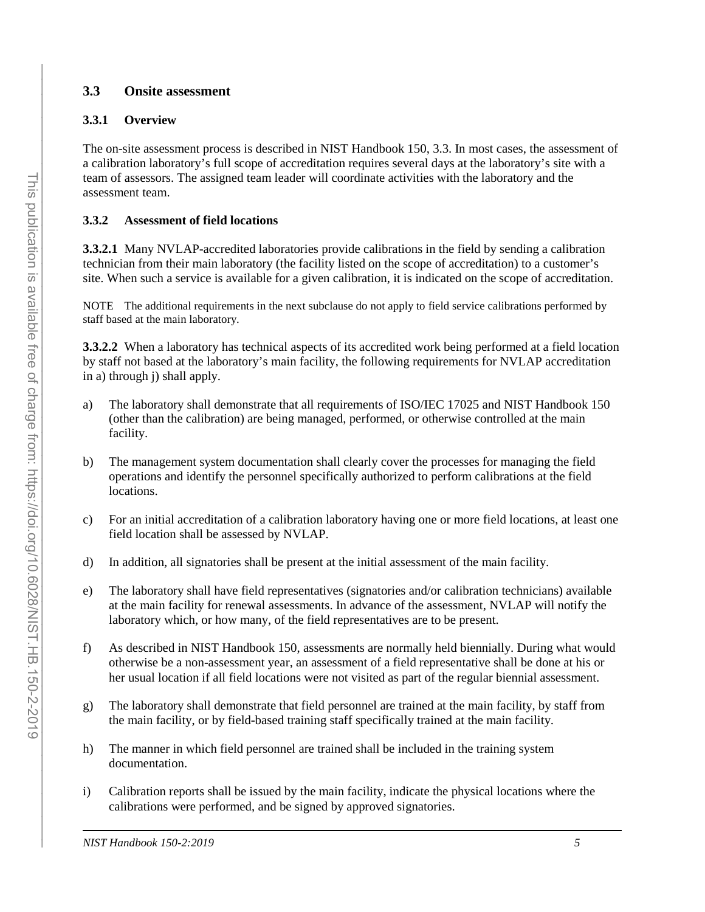## 3.3 Onsite assessment

### 3.3.1 Overview

The on-site assessment process is described in NIST Handbook 150, 3.3. In most cases, the assessment of a calibration laboratory's full scope of accreditation requires several days at the laboratory's site with a team of assessors. The assigned team leader will coordinate activities with the laboratory and the assessment team.

### 3.3.2 Assessment of field locations

**3.3.2.1** Many NVLAP-accredited laboratories provide calibrations in the field by sending a calibration technician from their main laboratory (the facility listed on the scope of accreditation) to a customer's site. When such a service is available for a given calibration, it is indicated on the scope of accreditation.

NOTE The additional requirements in the next subclause do not apply to field service calibrations performed by staff based at the main laboratory.

**3.3.2.2** When a laboratory has technical aspects of its accredited work being performed at a field location by staff not based at the laboratory's main facility, the following requirements for NVLAP accreditation in a) through j) shall apply.

a) The laboratory shall demonstrate that all requirements of ISO/IEC 17025 and NIST Handbook 150 (other than the calibration) are being managed, performed, or otherwise controlled at the main facility.

b) The management system documentation shall clearly cover the processes for managing the field operations and identify the personnel specifically authorized to perform calibrations at the field locations.

c) For an initial accreditation of a calibration laboratory having one or more field locations, at least one field location shall be assessed by NVLAP.

d) In addition, all signatories shall be present at the initial assessment of the main facility.

e) The laboratory shall have field representatives (signatories and/or calibration technicians) available at the main facility for renewal assessments. In advance of the assessment, NVLAP will notify the laboratory which, or how many, of the field representatives are to be present.

f) As described in NIST Handbook 150, assessments are normally held biennially. During what would otherwise be a non-assessment year, an assessment of a field representative shall be done at his or her usual location if all field locations were not visited as part of the regular biennial assessment.

g) The laboratory shall demonstrate that field personnel are trained at the main facility, by staff from the main facility, or by field-based training staff specifically trained at the main facility.

h) The manner in which field personnel are trained shall be included in the training system documentation.

i) Calibration reports shall be issued by the main facility, indicate the physical locations where the calibrations were performed, and be signed by approved signatories.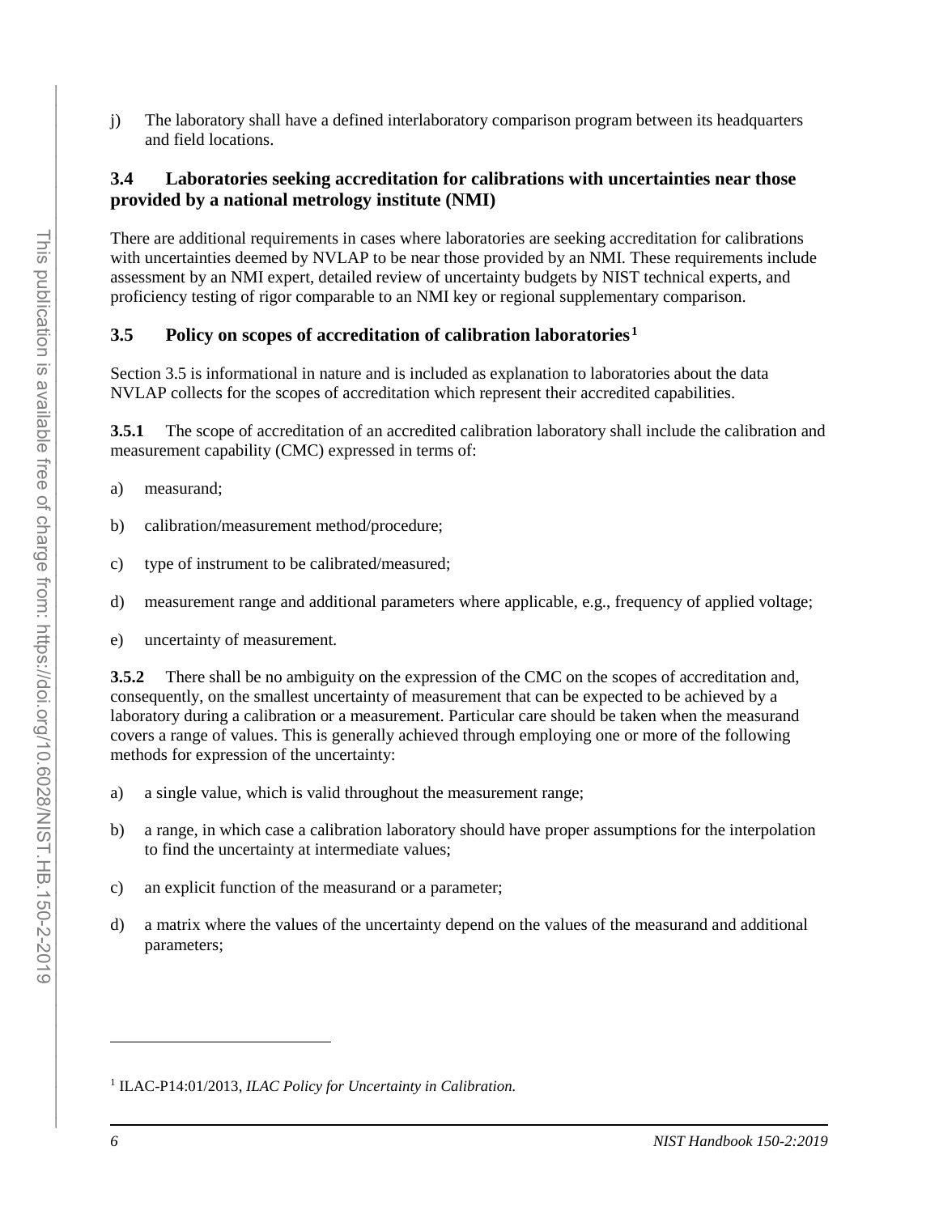j) The laboratory shall have a defined interlaboratory comparison program between its headquarters and field locations.

### 3.4 Laboratories seeking accreditation for calibrations with uncertainties near those provided by a national metrology institute (NMI)

There are additional requirements in cases where laboratories are seeking accreditation for calibrations with uncertainties deemed by NVLAP to be near those provided by an NMI. These requirements include assessment by an NMI expert, detailed review of uncertainty budgets by NIST technical experts, and proficiency testing of rigor comparable to an NMI key or regional supplementary comparison.

### 3.5 Policy on scopes of accreditation of calibration laboratories[1]

Section 3.5 is informational in nature and is included as explanation to laboratories about the data NVLAP collects for the scopes of accreditation which represent their accredited capabilities.

**3.5.1** The scope of accreditation of an accredited calibration laboratory shall include the calibration and measurement capability (CMC) expressed in terms of:

a) measurand;

b) calibration/measurement method/procedure;

c) type of instrument to be calibrated/measured;

d) measurement range and additional parameters where applicable, e.g., frequency of applied voltage;

e) uncertainty of measurement.

**3.5.2** There shall be no ambiguity on the expression of the CMC on the scopes of accreditation and, consequently, on the smallest uncertainty of measurement that can be expected to be achieved by a laboratory during a calibration or a measurement. Particular care should be taken when the measurand covers a range of values. This is generally achieved through employing one or more of the following methods for expression of the uncertainty:

a) a single value, which is valid throughout the measurement range;

b) a range, in which case a calibration laboratory should have proper assumptions for the interpolation to find the uncertainty at intermediate values;

c) an explicit function of the measurand or a parameter;

d) a matrix where the values of the uncertainty depend on the values of the measurand and additional parameters;

---

[1] ILAC-P14:01/2013, *ILAC Policy for Uncertainty in Calibration.*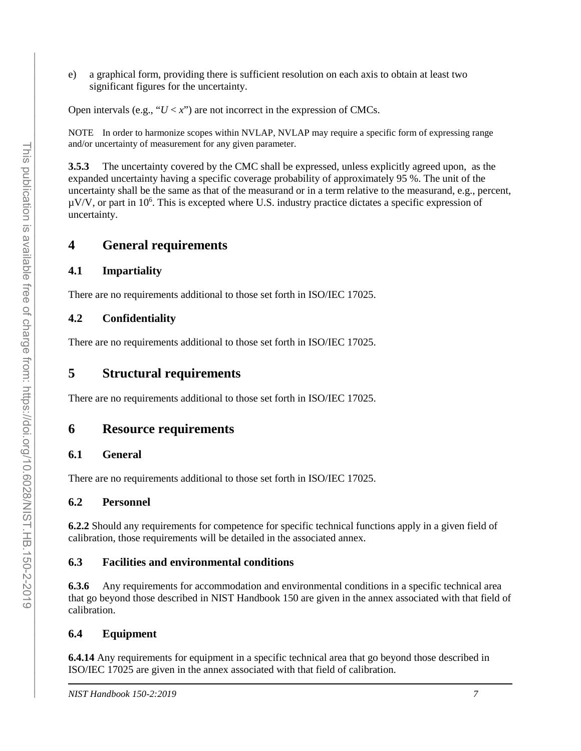e) a graphical form, providing there is sufficient resolution on each axis to obtain at least two significant figures for the uncertainty.

Open intervals (e.g., "$U < x$") are not incorrect in the expression of CMCs.

NOTE In order to harmonize scopes within NVLAP, NVLAP may require a specific form of expressing range and/or uncertainty of measurement for any given parameter.

**3.5.3** The uncertainty covered by the CMC shall be expressed, unless explicitly agreed upon, as the expanded uncertainty having a specific coverage probability of approximately 95 %. The unit of the uncertainty shall be the same as that of the measurand or in a term relative to the measurand, e.g., percent, µV/V, or part in $10^6$. This is excepted where U.S. industry practice dictates a specific expression of uncertainty.

# 4 General requirements

## 4.1 Impartiality

There are no requirements additional to those set forth in ISO/IEC 17025.

## 4.2 Confidentiality

There are no requirements additional to those set forth in ISO/IEC 17025.

# 5 Structural requirements

There are no requirements additional to those set forth in ISO/IEC 17025.

# 6 Resource requirements

## 6.1 General

There are no requirements additional to those set forth in ISO/IEC 17025.

## 6.2 Personnel

**6.2.2** Should any requirements for competence for specific technical functions apply in a given field of calibration, those requirements will be detailed in the associated annex.

## 6.3 Facilities and environmental conditions

**6.3.6** Any requirements for accommodation and environmental conditions in a specific technical area that go beyond those described in NIST Handbook 150 are given in the annex associated with that field of calibration.

## 6.4 Equipment

**6.4.14** Any requirements for equipment in a specific technical area that go beyond those described in ISO/IEC 17025 are given in the annex associated with that field of calibration.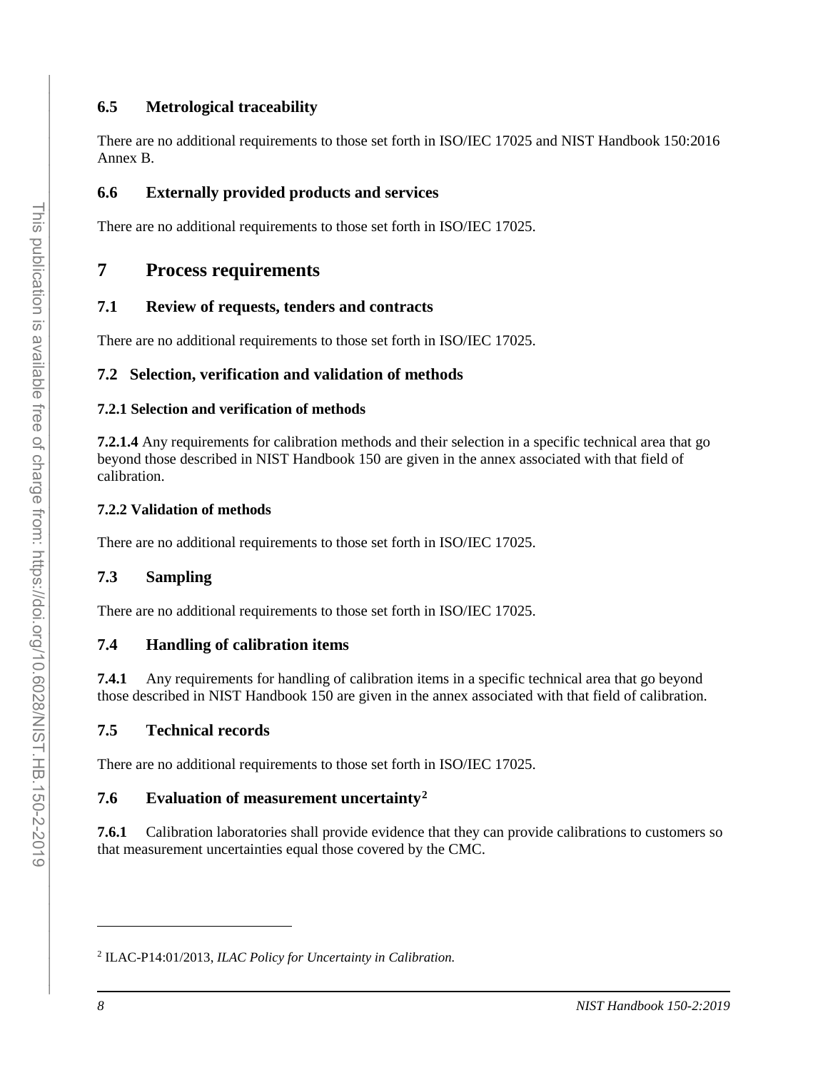## 6.5 Metrological traceability

There are no additional requirements to those set forth in ISO/IEC 17025 and NIST Handbook 150:2016 Annex B.

## 6.6 Externally provided products and services

There are no additional requirements to those set forth in ISO/IEC 17025.

# 7 Process requirements

## 7.1 Review of requests, tenders and contracts

There are no additional requirements to those set forth in ISO/IEC 17025.

## 7.2 Selection, verification and validation of methods

### 7.2.1 Selection and verification of methods

**7.2.1.4** Any requirements for calibration methods and their selection in a specific technical area that go beyond those described in NIST Handbook 150 are given in the annex associated with that field of calibration.

### 7.2.2 Validation of methods

There are no additional requirements to those set forth in ISO/IEC 17025.

## 7.3 Sampling

There are no additional requirements to those set forth in ISO/IEC 17025.

## 7.4 Handling of calibration items

**7.4.1** Any requirements for handling of calibration items in a specific technical area that go beyond those described in NIST Handbook 150 are given in the annex associated with that field of calibration.

## 7.5 Technical records

There are no additional requirements to those set forth in ISO/IEC 17025.

## 7.6 Evaluation of measurement uncertainty[2]

**7.6.1** Calibration laboratories shall provide evidence that they can provide calibrations to customers so that measurement uncertainties equal those covered by the CMC.

---

[2] ILAC-P14:01/2013, *ILAC Policy for Uncertainty in Calibration.*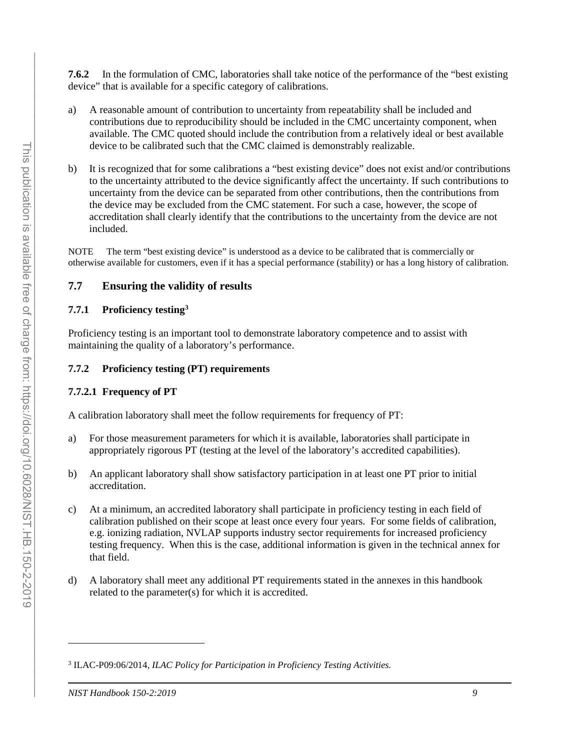**7.6.2** In the formulation of CMC, laboratories shall take notice of the performance of the "best existing device" that is available for a specific category of calibrations.

a) A reasonable amount of contribution to uncertainty from repeatability shall be included and contributions due to reproducibility should be included in the CMC uncertainty component, when available. The CMC quoted should include the contribution from a relatively ideal or best available device to be calibrated such that the CMC claimed is demonstrably realizable.

b) It is recognized that for some calibrations a "best existing device" does not exist and/or contributions to the uncertainty attributed to the device significantly affect the uncertainty. If such contributions to uncertainty from the device can be separated from other contributions, then the contributions from the device may be excluded from the CMC statement. For such a case, however, the scope of accreditation shall clearly identify that the contributions to the uncertainty from the device are not included.

NOTE The term "best existing device" is understood as a device to be calibrated that is commercially or otherwise available for customers, even if it has a special performance (stability) or has a long history of calibration.

## 7.7 Ensuring the validity of results

### 7.7.1 Proficiency testing[3]

Proficiency testing is an important tool to demonstrate laboratory competence and to assist with maintaining the quality of a laboratory's performance.

### 7.7.2 Proficiency testing (PT) requirements

#### 7.7.2.1 Frequency of PT

A calibration laboratory shall meet the follow requirements for frequency of PT:

a) For those measurement parameters for which it is available, laboratories shall participate in appropriately rigorous PT (testing at the level of the laboratory's accredited capabilities).

b) An applicant laboratory shall show satisfactory participation in at least one PT prior to initial accreditation.

c) At a minimum, an accredited laboratory shall participate in proficiency testing in each field of calibration published on their scope at least once every four years. For some fields of calibration, e.g. ionizing radiation, NVLAP supports industry sector requirements for increased proficiency testing frequency. When this is the case, additional information is given in the technical annex for that field.

d) A laboratory shall meet any additional PT requirements stated in the annexes in this handbook related to the parameter(s) for which it is accredited.

---

[3] ILAC-P09:06/2014, *ILAC Policy for Participation in Proficiency Testing Activities.*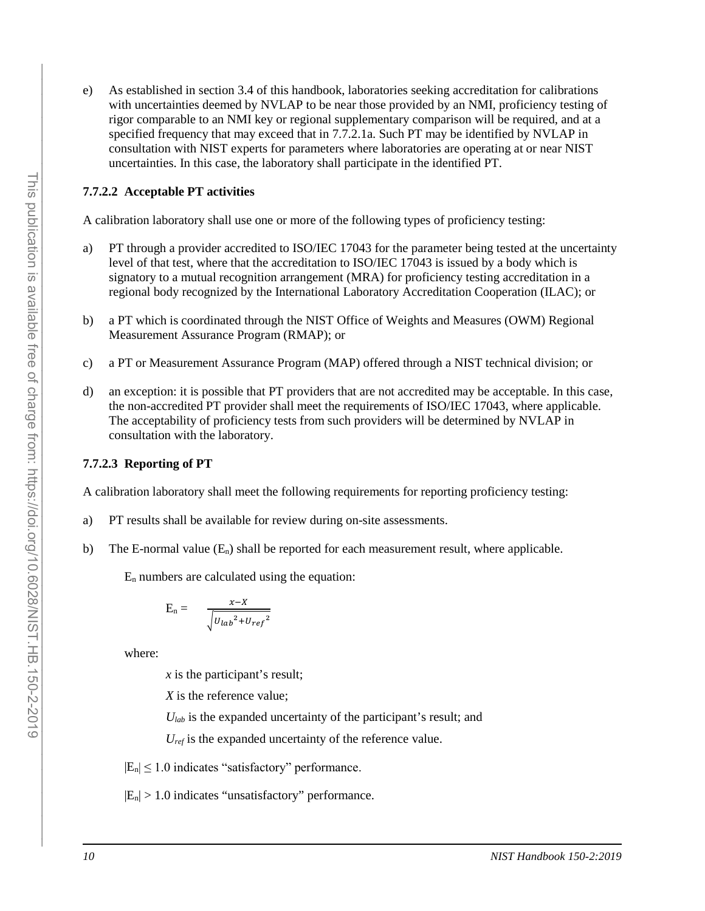e) As established in section 3.4 of this handbook, laboratories seeking accreditation for calibrations with uncertainties deemed by NVLAP to be near those provided by an NMI, proficiency testing of rigor comparable to an NMI key or regional supplementary comparison will be required, and at a specified frequency that may exceed that in 7.7.2.1a. Such PT may be identified by NVLAP in consultation with NIST experts for parameters where laboratories are operating at or near NIST uncertainties. In this case, the laboratory shall participate in the identified PT.

#### 7.7.2.2 Acceptable PT activities

A calibration laboratory shall use one or more of the following types of proficiency testing:

a) PT through a provider accredited to ISO/IEC 17043 for the parameter being tested at the uncertainty level of that test, where that the accreditation to ISO/IEC 17043 is issued by a body which is signatory to a mutual recognition arrangement (MRA) for proficiency testing accreditation in a regional body recognized by the International Laboratory Accreditation Cooperation (ILAC); or

b) a PT which is coordinated through the NIST Office of Weights and Measures (OWM) Regional Measurement Assurance Program (RMAP); or

c) a PT or Measurement Assurance Program (MAP) offered through a NIST technical division; or

d) an exception: it is possible that PT providers that are not accredited may be acceptable. In this case, the non-accredited PT provider shall meet the requirements of ISO/IEC 17043, where applicable. The acceptability of proficiency tests from such providers will be determined by NVLAP in consultation with the laboratory.

#### 7.7.2.3 Reporting of PT

A calibration laboratory shall meet the following requirements for reporting proficiency testing:

a) PT results shall be available for review during on-site assessments.

b) The E-normal value ($E_n$) shall be reported for each measurement result, where applicable.

$E_n$ numbers are calculated using the equation:

$$E_n = \frac{x - X}{\sqrt{{U_{lab}}^2 + {U_{ref}}^2}}$$

where:

$x$ is the participant's result;

$X$ is the reference value;

$U_{lab}$ is the expanded uncertainty of the participant's result; and

$U_{ref}$ is the expanded uncertainty of the reference value.

$|E_n| \leq 1.0$ indicates "satisfactory" performance.

$|E_n| > 1.0$ indicates "unsatisfactory" performance.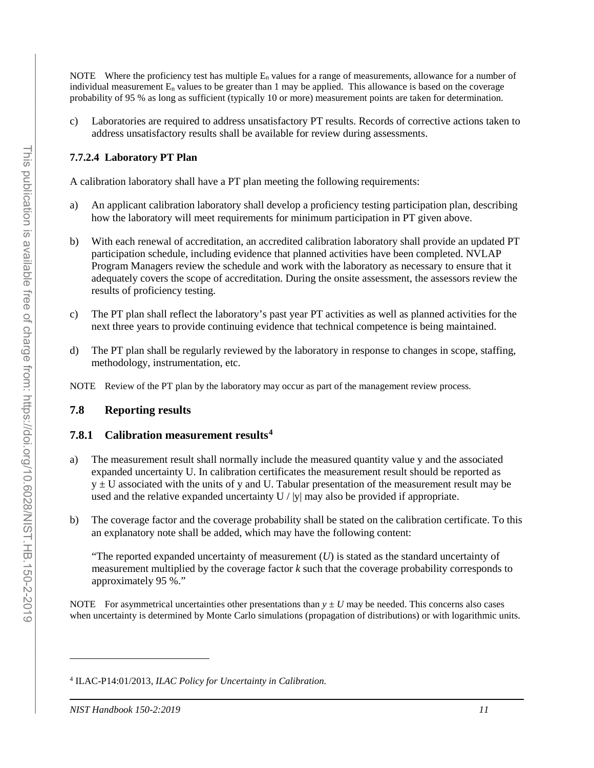NOTE Where the proficiency test has multiple $E_n$ values for a range of measurements, allowance for a number of individual measurement $E_n$ values to be greater than 1 may be applied. This allowance is based on the coverage probability of 95 % as long as sufficient (typically 10 or more) measurement points are taken for determination.

c) Laboratories are required to address unsatisfactory PT results. Records of corrective actions taken to address unsatisfactory results shall be available for review during assessments.

#### 7.7.2.4 Laboratory PT Plan

A calibration laboratory shall have a PT plan meeting the following requirements:

a) An applicant calibration laboratory shall develop a proficiency testing participation plan, describing how the laboratory will meet requirements for minimum participation in PT given above.

b) With each renewal of accreditation, an accredited calibration laboratory shall provide an updated PT participation schedule, including evidence that planned activities have been completed. NVLAP Program Managers review the schedule and work with the laboratory as necessary to ensure that it adequately covers the scope of accreditation. During the onsite assessment, the assessors review the results of proficiency testing.

c) The PT plan shall reflect the laboratory's past year PT activities as well as planned activities for the next three years to provide continuing evidence that technical competence is being maintained.

d) The PT plan shall be regularly reviewed by the laboratory in response to changes in scope, staffing, methodology, instrumentation, etc.

NOTE Review of the PT plan by the laboratory may occur as part of the management review process.

## 7.8 Reporting results

### 7.8.1 Calibration measurement results[4]

a) The measurement result shall normally include the measured quantity value y and the associated expanded uncertainty U. In calibration certificates the measurement result should be reported as $y \pm U$ associated with the units of y and U. Tabular presentation of the measurement result may be used and the relative expanded uncertainty $U / |y|$ may also be provided if appropriate.

b) The coverage factor and the coverage probability shall be stated on the calibration certificate. To this an explanatory note shall be added, which may have the following content:

"The reported expanded uncertainty of measurement ($U$) is stated as the standard uncertainty of measurement multiplied by the coverage factor $k$ such that the coverage probability corresponds to approximately 95 %."

NOTE For asymmetrical uncertainties other presentations than $y \pm U$ may be needed. This concerns also cases when uncertainty is determined by Monte Carlo simulations (propagation of distributions) or with logarithmic units.

[4] ILAC-P14:01/2013, *ILAC Policy for Uncertainty in Calibration.*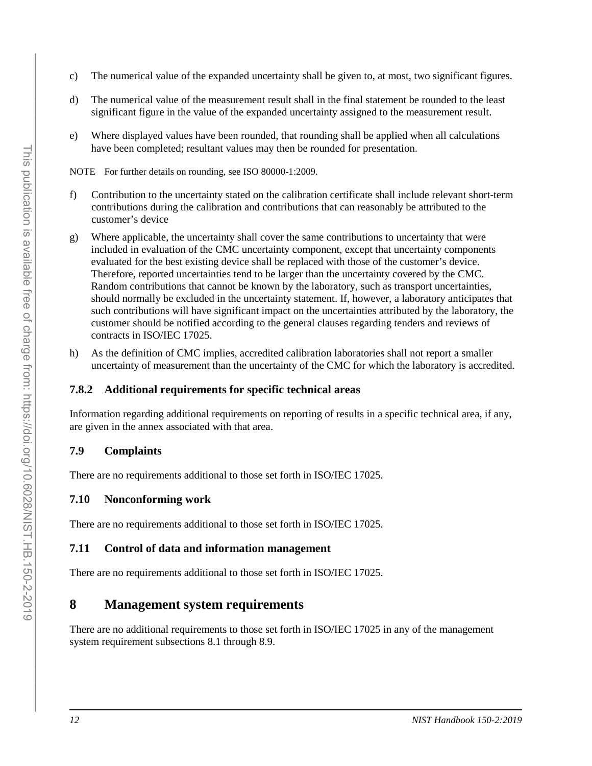c) The numerical value of the expanded uncertainty shall be given to, at most, two significant figures.

d) The numerical value of the measurement result shall in the final statement be rounded to the least significant figure in the value of the expanded uncertainty assigned to the measurement result.

e) Where displayed values have been rounded, that rounding shall be applied when all calculations have been completed; resultant values may then be rounded for presentation.

NOTE For further details on rounding, see ISO 80000-1:2009.

f) Contribution to the uncertainty stated on the calibration certificate shall include relevant short-term contributions during the calibration and contributions that can reasonably be attributed to the customer's device

g) Where applicable, the uncertainty shall cover the same contributions to uncertainty that were included in evaluation of the CMC uncertainty component, except that uncertainty components evaluated for the best existing device shall be replaced with those of the customer's device. Therefore, reported uncertainties tend to be larger than the uncertainty covered by the CMC. Random contributions that cannot be known by the laboratory, such as transport uncertainties, should normally be excluded in the uncertainty statement. If, however, a laboratory anticipates that such contributions will have significant impact on the uncertainties attributed by the laboratory, the customer should be notified according to the general clauses regarding tenders and reviews of contracts in ISO/IEC 17025.

h) As the definition of CMC implies, accredited calibration laboratories shall not report a smaller uncertainty of measurement than the uncertainty of the CMC for which the laboratory is accredited.

### 7.8.2 Additional requirements for specific technical areas

Information regarding additional requirements on reporting of results in a specific technical area, if any, are given in the annex associated with that area.

### 7.9 Complaints

There are no requirements additional to those set forth in ISO/IEC 17025.

### 7.10 Nonconforming work

There are no requirements additional to those set forth in ISO/IEC 17025.

### 7.11 Control of data and information management

There are no requirements additional to those set forth in ISO/IEC 17025.

## 8 Management system requirements

There are no additional requirements to those set forth in ISO/IEC 17025 in any of the management system requirement subsections 8.1 through 8.9.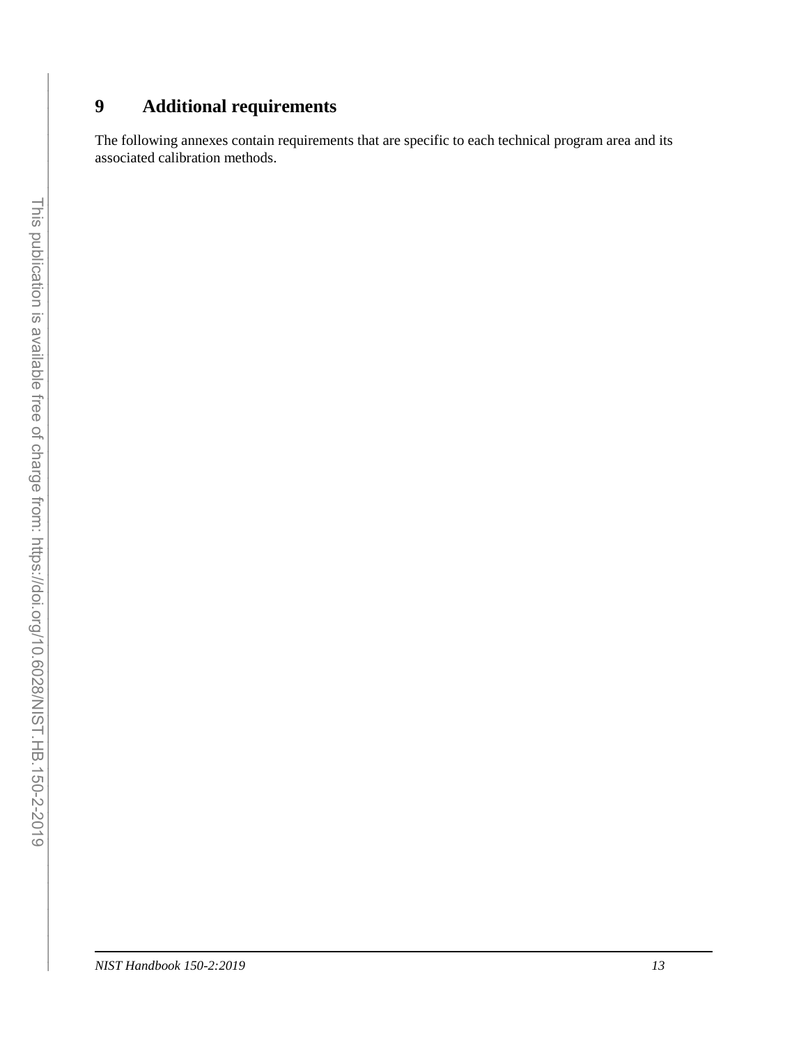# 9 Additional requirements

The following annexes contain requirements that are specific to each technical program area and its associated calibration methods.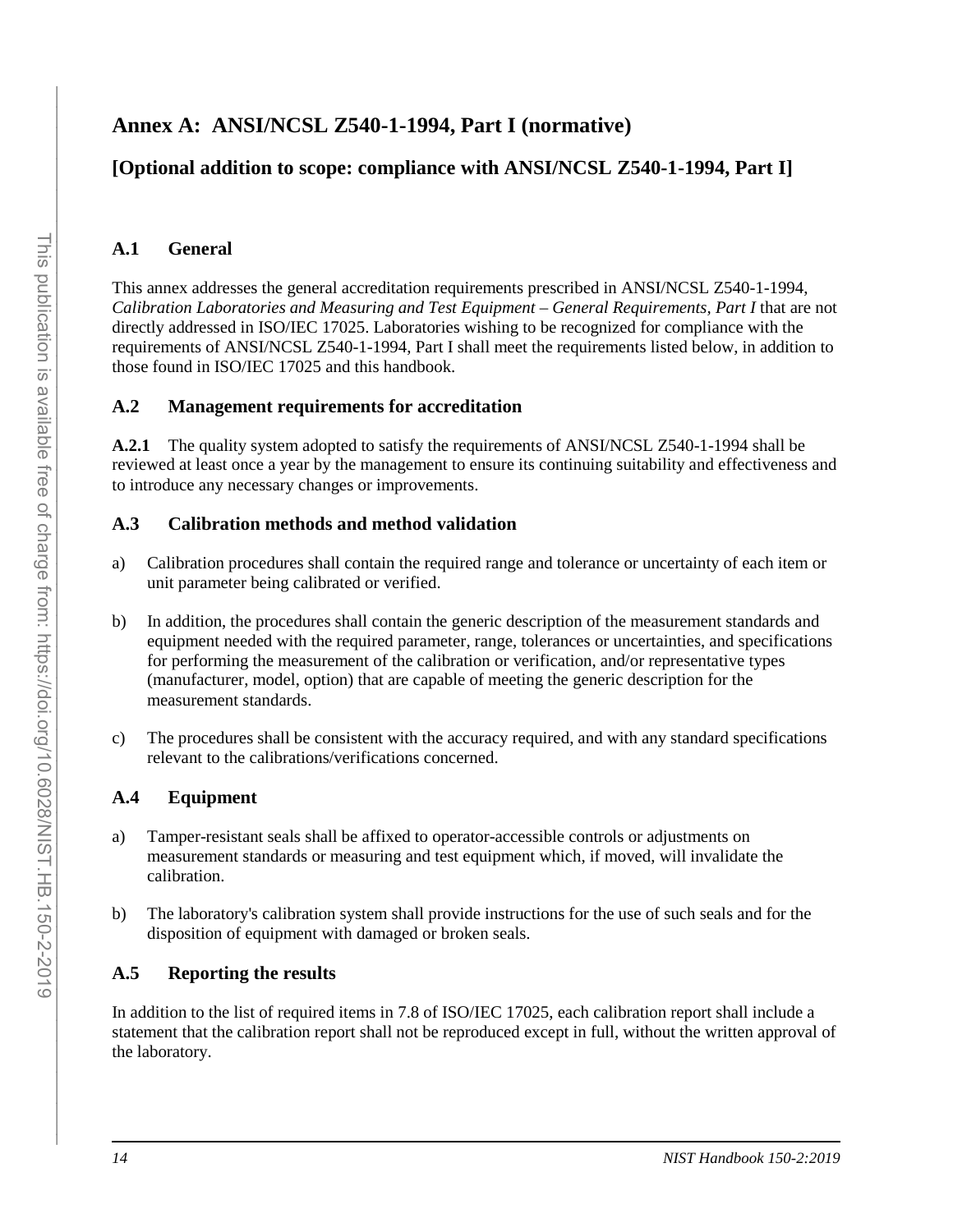# Annex A: ANSI/NCSL Z540-1-1994, Part I (normative)

## [Optional addition to scope: compliance with ANSI/NCSL Z540-1-1994, Part I]

### A.1 General

This annex addresses the general accreditation requirements prescribed in ANSI/NCSL Z540-1-1994, *Calibration Laboratories and Measuring and Test Equipment – General Requirements, Part I* that are not directly addressed in ISO/IEC 17025. Laboratories wishing to be recognized for compliance with the requirements of ANSI/NCSL Z540-1-1994, Part I shall meet the requirements listed below, in addition to those found in ISO/IEC 17025 and this handbook.

### A.2 Management requirements for accreditation

**A.2.1** The quality system adopted to satisfy the requirements of ANSI/NCSL Z540-1-1994 shall be reviewed at least once a year by the management to ensure its continuing suitability and effectiveness and to introduce any necessary changes or improvements.

### A.3 Calibration methods and method validation

a) Calibration procedures shall contain the required range and tolerance or uncertainty of each item or unit parameter being calibrated or verified.

b) In addition, the procedures shall contain the generic description of the measurement standards and equipment needed with the required parameter, range, tolerances or uncertainties, and specifications for performing the measurement of the calibration or verification, and/or representative types (manufacturer, model, option) that are capable of meeting the generic description for the measurement standards.

c) The procedures shall be consistent with the accuracy required, and with any standard specifications relevant to the calibrations/verifications concerned.

### A.4 Equipment

a) Tamper-resistant seals shall be affixed to operator-accessible controls or adjustments on measurement standards or measuring and test equipment which, if moved, will invalidate the calibration.

b) The laboratory's calibration system shall provide instructions for the use of such seals and for the disposition of equipment with damaged or broken seals.

### A.5 Reporting the results

In addition to the list of required items in 7.8 of ISO/IEC 17025, each calibration report shall include a statement that the calibration report shall not be reproduced except in full, without the written approval of the laboratory.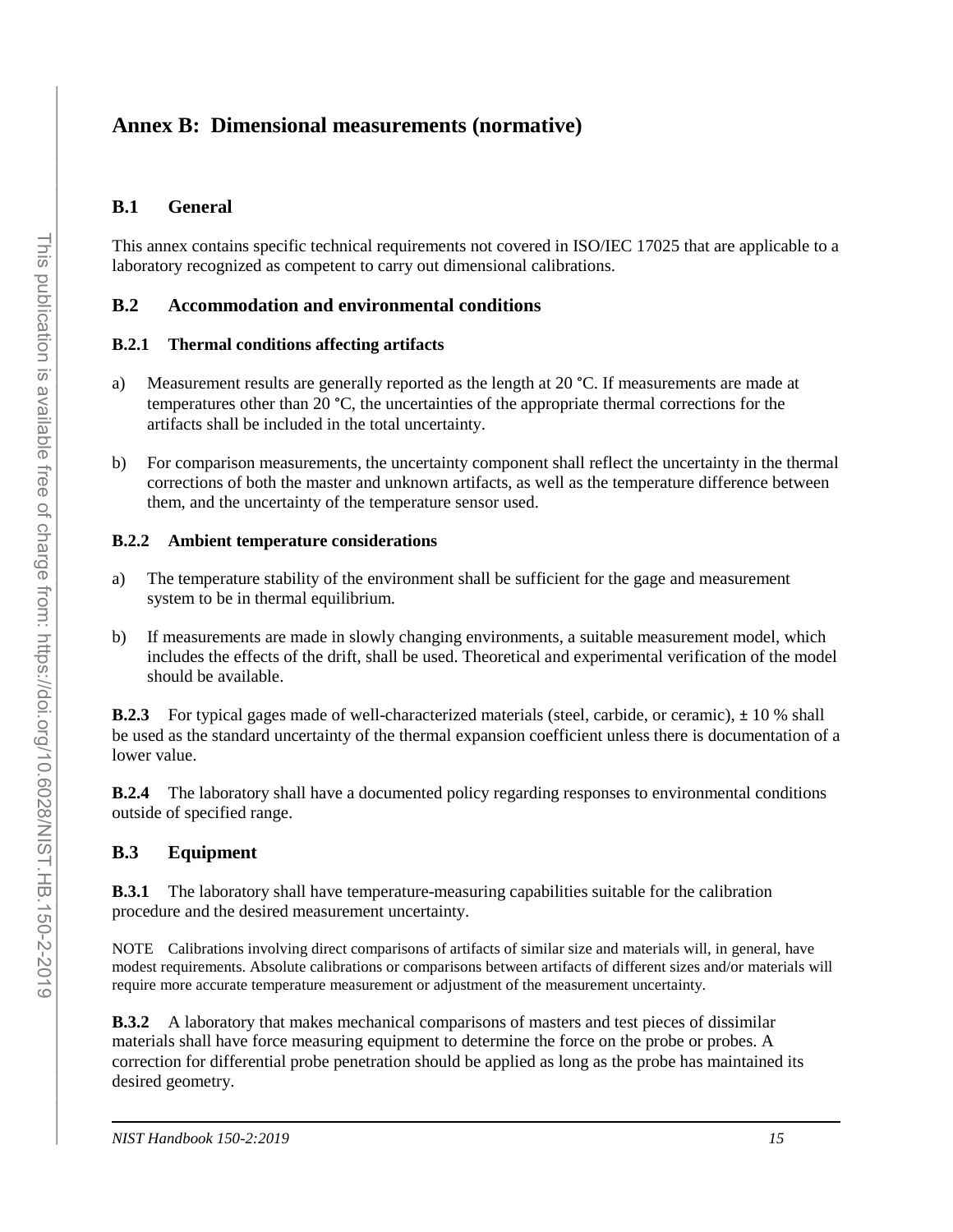# Annex B: Dimensional measurements (normative)

## B.1 General

This annex contains specific technical requirements not covered in ISO/IEC 17025 that are applicable to a laboratory recognized as competent to carry out dimensional calibrations.

## B.2 Accommodation and environmental conditions

### B.2.1 Thermal conditions affecting artifacts

a) Measurement results are generally reported as the length at 20 °C. If measurements are made at temperatures other than 20 °C, the uncertainties of the appropriate thermal corrections for the artifacts shall be included in the total uncertainty.

b) For comparison measurements, the uncertainty component shall reflect the uncertainty in the thermal corrections of both the master and unknown artifacts, as well as the temperature difference between them, and the uncertainty of the temperature sensor used.

### B.2.2 Ambient temperature considerations

a) The temperature stability of the environment shall be sufficient for the gage and measurement system to be in thermal equilibrium.

b) If measurements are made in slowly changing environments, a suitable measurement model, which includes the effects of the drift, shall be used. Theoretical and experimental verification of the model should be available.

**B.2.3** For typical gages made of well-characterized materials (steel, carbide, or ceramic), ± 10 % shall be used as the standard uncertainty of the thermal expansion coefficient unless there is documentation of a lower value.

**B.2.4** The laboratory shall have a documented policy regarding responses to environmental conditions outside of specified range.

## B.3 Equipment

**B.3.1** The laboratory shall have temperature-measuring capabilities suitable for the calibration procedure and the desired measurement uncertainty.

NOTE Calibrations involving direct comparisons of artifacts of similar size and materials will, in general, have modest requirements. Absolute calibrations or comparisons between artifacts of different sizes and/or materials will require more accurate temperature measurement or adjustment of the measurement uncertainty.

**B.3.2** A laboratory that makes mechanical comparisons of masters and test pieces of dissimilar materials shall have force measuring equipment to determine the force on the probe or probes. A correction for differential probe penetration should be applied as long as the probe has maintained its desired geometry.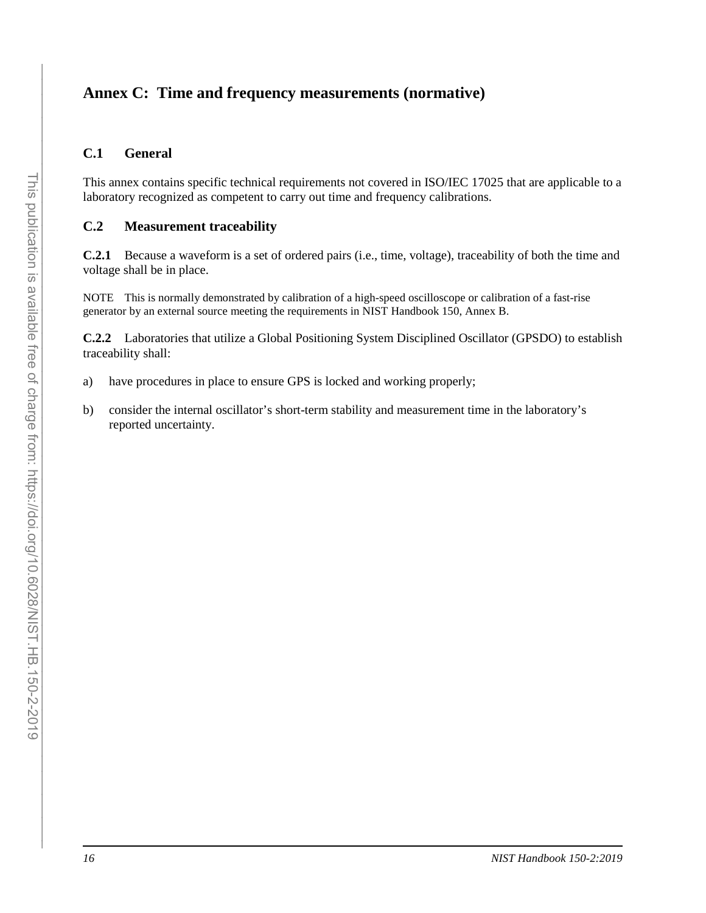# Annex C: Time and frequency measurements (normative)

## C.1 General

This annex contains specific technical requirements not covered in ISO/IEC 17025 that are applicable to a laboratory recognized as competent to carry out time and frequency calibrations.

## C.2 Measurement traceability

**C.2.1** Because a waveform is a set of ordered pairs (i.e., time, voltage), traceability of both the time and voltage shall be in place.

NOTE This is normally demonstrated by calibration of a high-speed oscilloscope or calibration of a fast-rise generator by an external source meeting the requirements in NIST Handbook 150, Annex B.

**C.2.2** Laboratories that utilize a Global Positioning System Disciplined Oscillator (GPSDO) to establish traceability shall:

a) have procedures in place to ensure GPS is locked and working properly;

b) consider the internal oscillator's short-term stability and measurement time in the laboratory's reported uncertainty.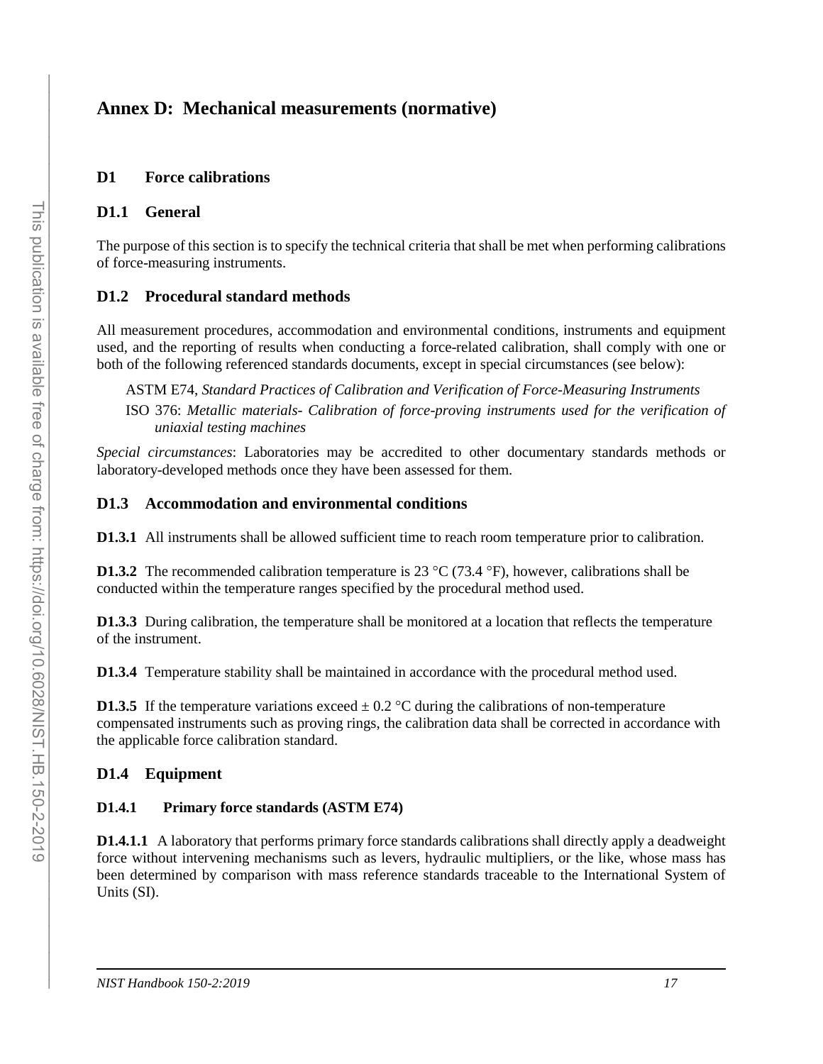# Annex D: Mechanical measurements (normative)

## D1 Force calibrations

### D1.1 General

The purpose of this section is to specify the technical criteria that shall be met when performing calibrations of force-measuring instruments.

### D1.2 Procedural standard methods

All measurement procedures, accommodation and environmental conditions, instruments and equipment used, and the reporting of results when conducting a force-related calibration, shall comply with one or both of the following referenced standards documents, except in special circumstances (see below):

ASTM E74, *Standard Practices of Calibration and Verification of Force-Measuring Instruments*

ISO 376: *Metallic materials- Calibration of force-proving instruments used for the verification of uniaxial testing machines*

*Special circumstances*: Laboratories may be accredited to other documentary standards methods or laboratory-developed methods once they have been assessed for them.

### D1.3 Accommodation and environmental conditions

**D1.3.1** All instruments shall be allowed sufficient time to reach room temperature prior to calibration.

**D1.3.2** The recommended calibration temperature is 23 °C (73.4 °F), however, calibrations shall be conducted within the temperature ranges specified by the procedural method used.

**D1.3.3** During calibration, the temperature shall be monitored at a location that reflects the temperature of the instrument.

**D1.3.4** Temperature stability shall be maintained in accordance with the procedural method used.

**D1.3.5** If the temperature variations exceed ± 0.2 °C during the calibrations of non-temperature compensated instruments such as proving rings, the calibration data shall be corrected in accordance with the applicable force calibration standard.

### D1.4 Equipment

#### D1.4.1 Primary force standards (ASTM E74)

**D1.4.1.1** A laboratory that performs primary force standards calibrations shall directly apply a deadweight force without intervening mechanisms such as levers, hydraulic multipliers, or the like, whose mass has been determined by comparison with mass reference standards traceable to the International System of Units (SI).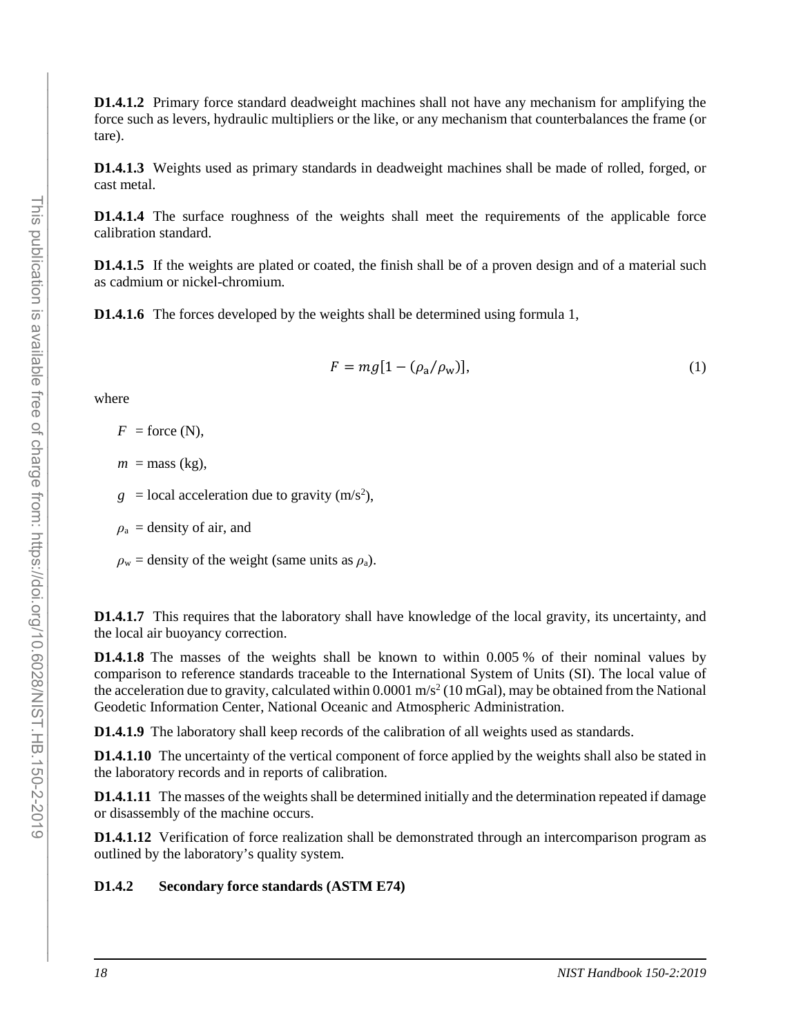**D1.4.1.2** Primary force standard deadweight machines shall not have any mechanism for amplifying the force such as levers, hydraulic multipliers or the like, or any mechanism that counterbalances the frame (or tare).

**D1.4.1.3** Weights used as primary standards in deadweight machines shall be made of rolled, forged, or cast metal.

**D1.4.1.4** The surface roughness of the weights shall meet the requirements of the applicable force calibration standard.

**D1.4.1.5** If the weights are plated or coated, the finish shall be of a proven design and of a material such as cadmium or nickel-chromium.

**D1.4.1.6** The forces developed by the weights shall be determined using formula 1,

$$F = mg[1 - (\rho_a/\rho_w)], \tag{1}$$

where

$F$ = force (N),

$m$ = mass (kg),

$g$ = local acceleration due to gravity (m/s$^2$),

$\rho_a$ = density of air, and

$\rho_w$ = density of the weight (same units as $\rho_a$).

**D1.4.1.7** This requires that the laboratory shall have knowledge of the local gravity, its uncertainty, and the local air buoyancy correction.

**D1.4.1.8** The masses of the weights shall be known to within 0.005 % of their nominal values by comparison to reference standards traceable to the International System of Units (SI). The local value of the acceleration due to gravity, calculated within 0.0001 m/s$^2$ (10 mGal), may be obtained from the National Geodetic Information Center, National Oceanic and Atmospheric Administration.

**D1.4.1.9** The laboratory shall keep records of the calibration of all weights used as standards.

**D1.4.1.10** The uncertainty of the vertical component of force applied by the weights shall also be stated in the laboratory records and in reports of calibration.

**D1.4.1.11** The masses of the weights shall be determined initially and the determination repeated if damage or disassembly of the machine occurs.

**D1.4.1.12** Verification of force realization shall be demonstrated through an intercomparison program as outlined by the laboratory's quality system.

**D1.4.2 Secondary force standards (ASTM E74)**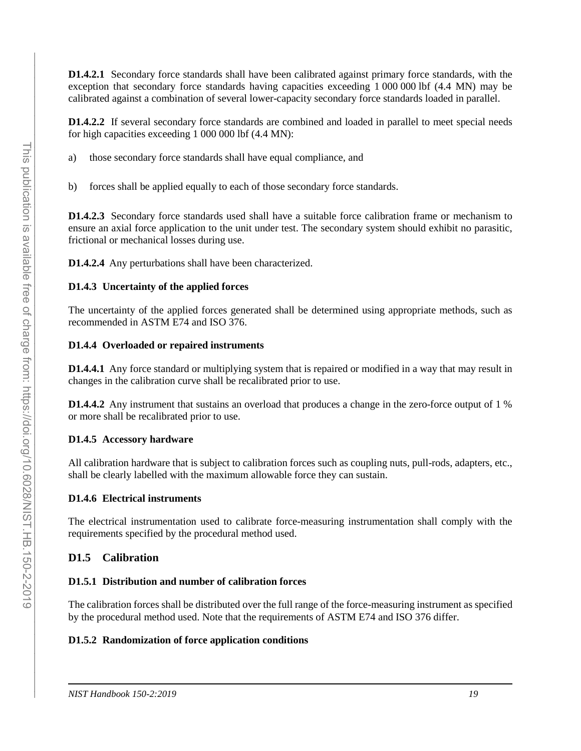**D1.4.2.1** Secondary force standards shall have been calibrated against primary force standards, with the exception that secondary force standards having capacities exceeding 1 000 000 lbf (4.4 MN) may be calibrated against a combination of several lower-capacity secondary force standards loaded in parallel.

**D1.4.2.2** If several secondary force standards are combined and loaded in parallel to meet special needs for high capacities exceeding 1 000 000 lbf (4.4 MN):

a) those secondary force standards shall have equal compliance, and

b) forces shall be applied equally to each of those secondary force standards.

**D1.4.2.3** Secondary force standards used shall have a suitable force calibration frame or mechanism to ensure an axial force application to the unit under test. The secondary system should exhibit no parasitic, frictional or mechanical losses during use.

**D1.4.2.4** Any perturbations shall have been characterized.

#### D1.4.3 Uncertainty of the applied forces

The uncertainty of the applied forces generated shall be determined using appropriate methods, such as recommended in ASTM E74 and ISO 376.

#### D1.4.4 Overloaded or repaired instruments

**D1.4.4.1** Any force standard or multiplying system that is repaired or modified in a way that may result in changes in the calibration curve shall be recalibrated prior to use.

**D1.4.4.2** Any instrument that sustains an overload that produces a change in the zero-force output of 1 % or more shall be recalibrated prior to use.

#### D1.4.5 Accessory hardware

All calibration hardware that is subject to calibration forces such as coupling nuts, pull-rods, adapters, etc., shall be clearly labelled with the maximum allowable force they can sustain.

#### D1.4.6 Electrical instruments

The electrical instrumentation used to calibrate force-measuring instrumentation shall comply with the requirements specified by the procedural method used.

### D1.5 Calibration

#### D1.5.1 Distribution and number of calibration forces

The calibration forces shall be distributed over the full range of the force-measuring instrument as specified by the procedural method used. Note that the requirements of ASTM E74 and ISO 376 differ.

#### D1.5.2 Randomization of force application conditions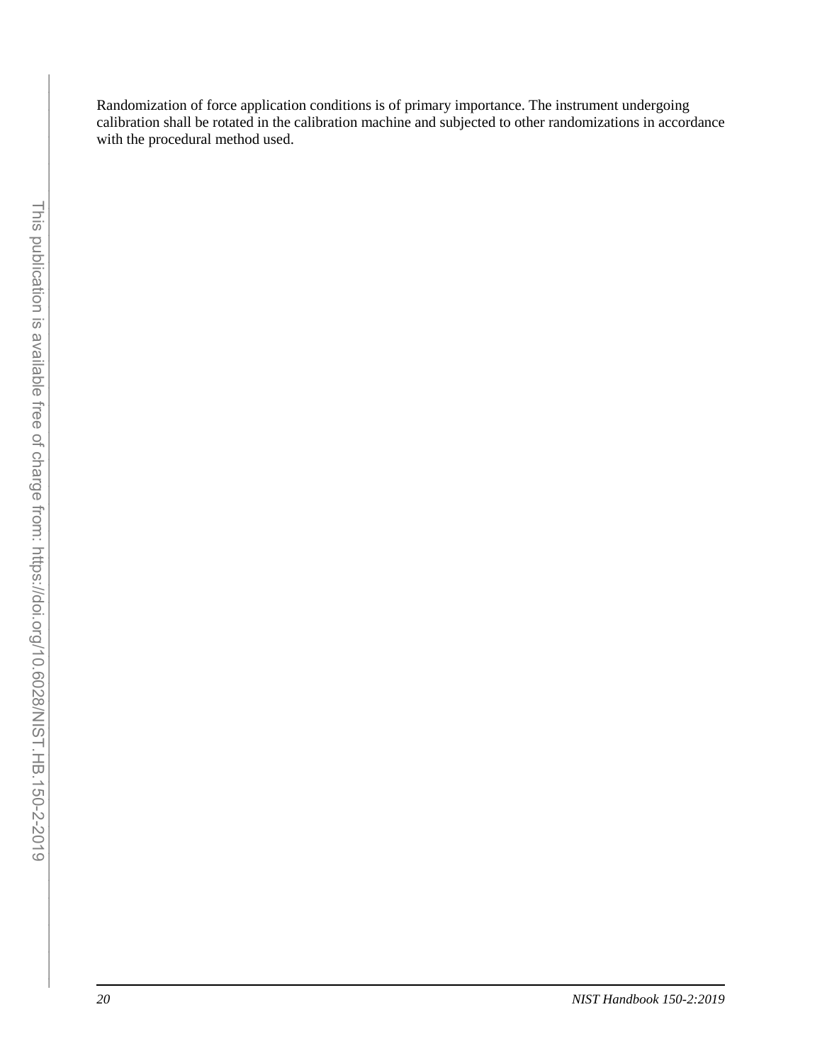Randomization of force application conditions is of primary importance. The instrument undergoing calibration shall be rotated in the calibration machine and subjected to other randomizations in accordance with the procedural method used.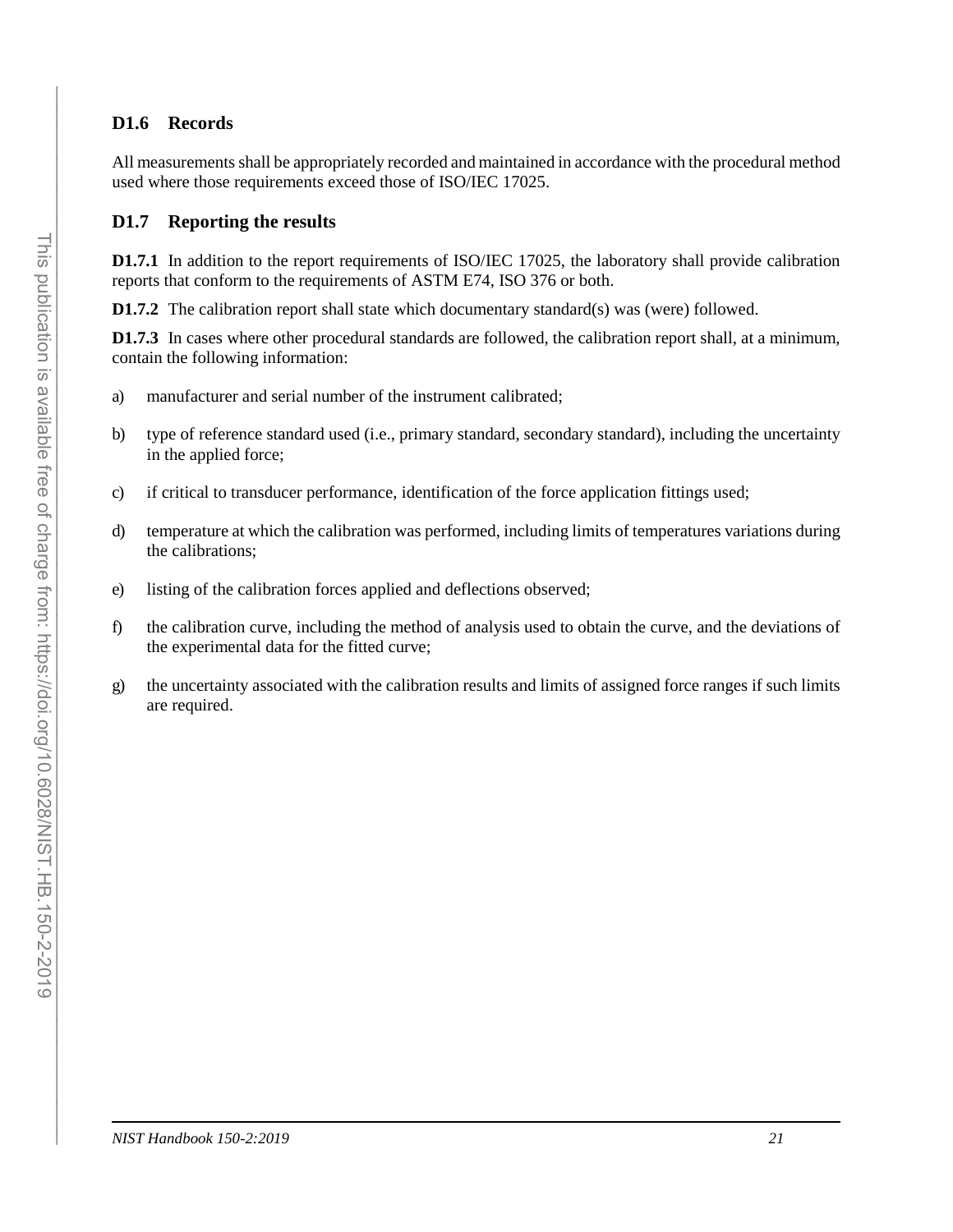## D1.6 Records

All measurements shall be appropriately recorded and maintained in accordance with the procedural method used where those requirements exceed those of ISO/IEC 17025.

## D1.7 Reporting the results

**D1.7.1** In addition to the report requirements of ISO/IEC 17025, the laboratory shall provide calibration reports that conform to the requirements of ASTM E74, ISO 376 or both.

**D1.7.2** The calibration report shall state which documentary standard(s) was (were) followed.

**D1.7.3** In cases where other procedural standards are followed, the calibration report shall, at a minimum, contain the following information:

a) manufacturer and serial number of the instrument calibrated;

b) type of reference standard used (i.e., primary standard, secondary standard), including the uncertainty in the applied force;

c) if critical to transducer performance, identification of the force application fittings used;

d) temperature at which the calibration was performed, including limits of temperatures variations during the calibrations;

e) listing of the calibration forces applied and deflections observed;

f) the calibration curve, including the method of analysis used to obtain the curve, and the deviations of the experimental data for the fitted curve;

g) the uncertainty associated with the calibration results and limits of assigned force ranges if such limits are required.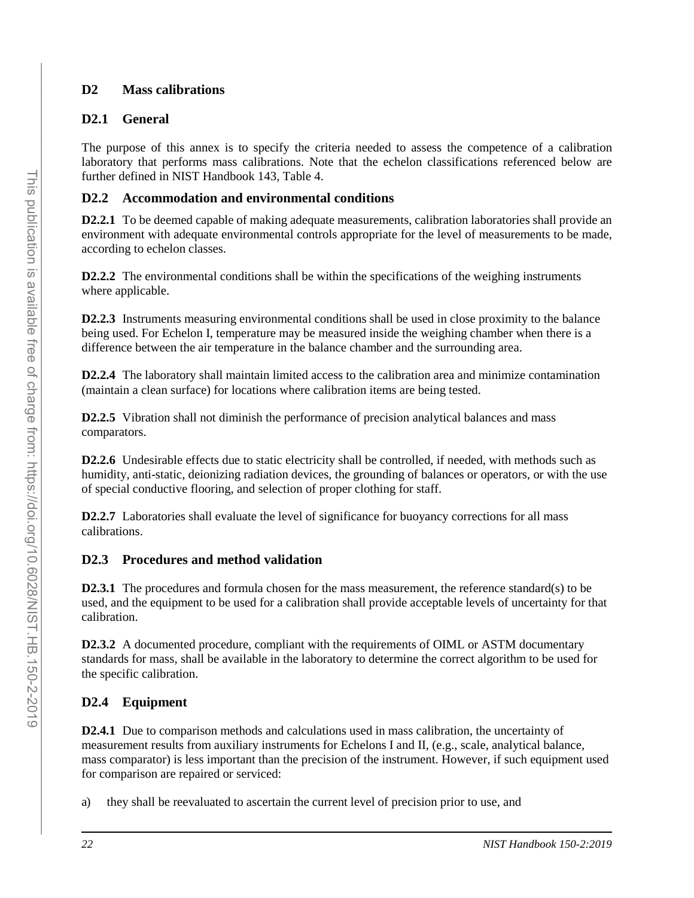## D2 Mass calibrations

### D2.1 General

The purpose of this annex is to specify the criteria needed to assess the competence of a calibration laboratory that performs mass calibrations. Note that the echelon classifications referenced below are further defined in NIST Handbook 143, Table 4.

### D2.2 Accommodation and environmental conditions

**D2.2.1** To be deemed capable of making adequate measurements, calibration laboratories shall provide an environment with adequate environmental controls appropriate for the level of measurements to be made, according to echelon classes.

**D2.2.2** The environmental conditions shall be within the specifications of the weighing instruments where applicable.

**D2.2.3** Instruments measuring environmental conditions shall be used in close proximity to the balance being used. For Echelon I, temperature may be measured inside the weighing chamber when there is a difference between the air temperature in the balance chamber and the surrounding area.

**D2.2.4** The laboratory shall maintain limited access to the calibration area and minimize contamination (maintain a clean surface) for locations where calibration items are being tested.

**D2.2.5** Vibration shall not diminish the performance of precision analytical balances and mass comparators.

**D2.2.6** Undesirable effects due to static electricity shall be controlled, if needed, with methods such as humidity, anti-static, deionizing radiation devices, the grounding of balances or operators, or with the use of special conductive flooring, and selection of proper clothing for staff.

**D2.2.7** Laboratories shall evaluate the level of significance for buoyancy corrections for all mass calibrations.

### D2.3 Procedures and method validation

**D2.3.1** The procedures and formula chosen for the mass measurement, the reference standard(s) to be used, and the equipment to be used for a calibration shall provide acceptable levels of uncertainty for that calibration.

**D2.3.2** A documented procedure, compliant with the requirements of OIML or ASTM documentary standards for mass, shall be available in the laboratory to determine the correct algorithm to be used for the specific calibration.

### D2.4 Equipment

**D2.4.1** Due to comparison methods and calculations used in mass calibration, the uncertainty of measurement results from auxiliary instruments for Echelons I and II, (e.g., scale, analytical balance, mass comparator) is less important than the precision of the instrument. However, if such equipment used for comparison are repaired or serviced:

a) they shall be reevaluated to ascertain the current level of precision prior to use, and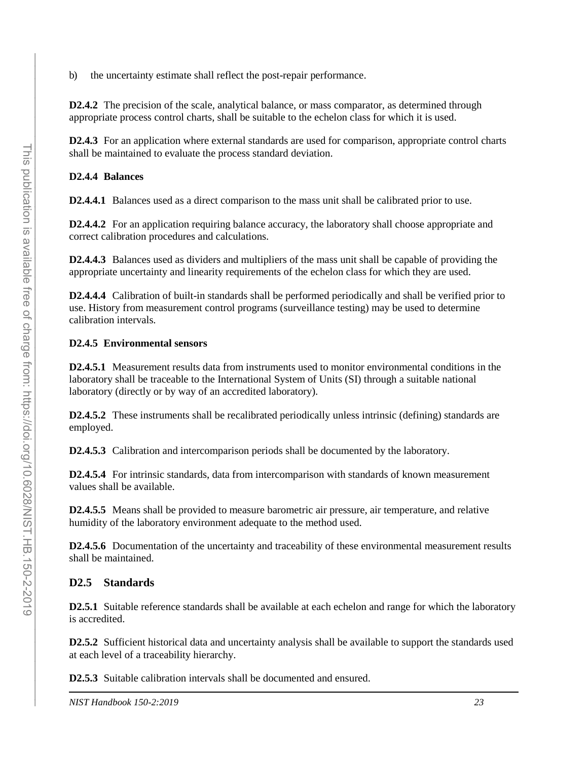b) the uncertainty estimate shall reflect the post-repair performance.

**D2.4.2** The precision of the scale, analytical balance, or mass comparator, as determined through appropriate process control charts, shall be suitable to the echelon class for which it is used.

**D2.4.3** For an application where external standards are used for comparison, appropriate control charts shall be maintained to evaluate the process standard deviation.

**D2.4.4 Balances**

**D2.4.4.1** Balances used as a direct comparison to the mass unit shall be calibrated prior to use.

**D2.4.4.2** For an application requiring balance accuracy, the laboratory shall choose appropriate and correct calibration procedures and calculations.

**D2.4.4.3** Balances used as dividers and multipliers of the mass unit shall be capable of providing the appropriate uncertainty and linearity requirements of the echelon class for which they are used.

**D2.4.4.4** Calibration of built-in standards shall be performed periodically and shall be verified prior to use. History from measurement control programs (surveillance testing) may be used to determine calibration intervals.

**D2.4.5 Environmental sensors**

**D2.4.5.1** Measurement results data from instruments used to monitor environmental conditions in the laboratory shall be traceable to the International System of Units (SI) through a suitable national laboratory (directly or by way of an accredited laboratory).

**D2.4.5.2** These instruments shall be recalibrated periodically unless intrinsic (defining) standards are employed.

**D2.4.5.3** Calibration and intercomparison periods shall be documented by the laboratory.

**D2.4.5.4** For intrinsic standards, data from intercomparison with standards of known measurement values shall be available.

**D2.4.5.5** Means shall be provided to measure barometric air pressure, air temperature, and relative humidity of the laboratory environment adequate to the method used.

**D2.4.5.6** Documentation of the uncertainty and traceability of these environmental measurement results shall be maintained.

## D2.5 Standards

**D2.5.1** Suitable reference standards shall be available at each echelon and range for which the laboratory is accredited.

**D2.5.2** Sufficient historical data and uncertainty analysis shall be available to support the standards used at each level of a traceability hierarchy.

**D2.5.3** Suitable calibration intervals shall be documented and ensured.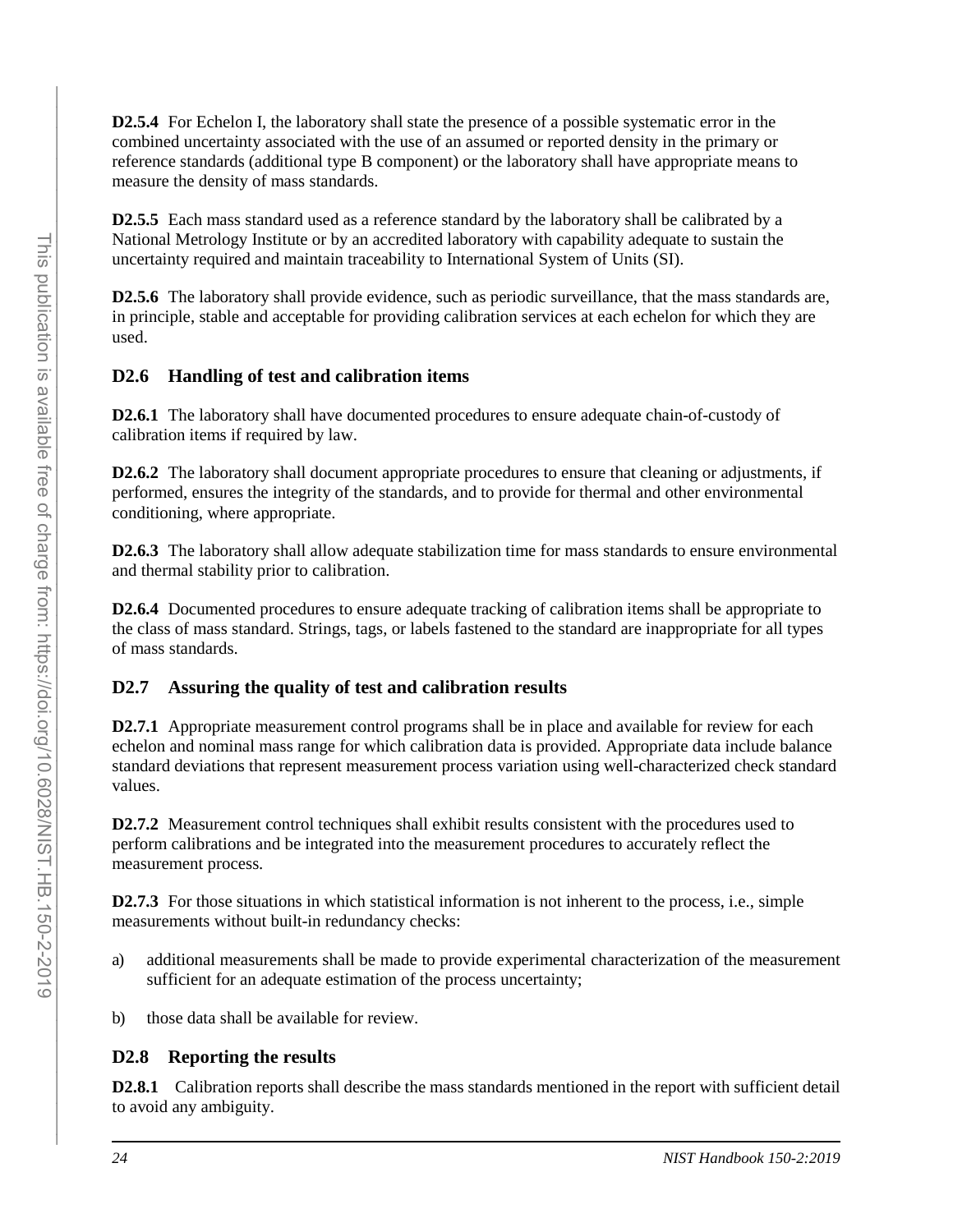**D2.5.4** For Echelon I, the laboratory shall state the presence of a possible systematic error in the combined uncertainty associated with the use of an assumed or reported density in the primary or reference standards (additional type B component) or the laboratory shall have appropriate means to measure the density of mass standards.

**D2.5.5** Each mass standard used as a reference standard by the laboratory shall be calibrated by a National Metrology Institute or by an accredited laboratory with capability adequate to sustain the uncertainty required and maintain traceability to International System of Units (SI).

**D2.5.6** The laboratory shall provide evidence, such as periodic surveillance, that the mass standards are, in principle, stable and acceptable for providing calibration services at each echelon for which they are used.

## D2.6 Handling of test and calibration items

**D2.6.1** The laboratory shall have documented procedures to ensure adequate chain-of-custody of calibration items if required by law.

**D2.6.2** The laboratory shall document appropriate procedures to ensure that cleaning or adjustments, if performed, ensures the integrity of the standards, and to provide for thermal and other environmental conditioning, where appropriate.

**D2.6.3** The laboratory shall allow adequate stabilization time for mass standards to ensure environmental and thermal stability prior to calibration.

**D2.6.4** Documented procedures to ensure adequate tracking of calibration items shall be appropriate to the class of mass standard. Strings, tags, or labels fastened to the standard are inappropriate for all types of mass standards.

## D2.7 Assuring the quality of test and calibration results

**D2.7.1** Appropriate measurement control programs shall be in place and available for review for each echelon and nominal mass range for which calibration data is provided. Appropriate data include balance standard deviations that represent measurement process variation using well-characterized check standard values.

**D2.7.2** Measurement control techniques shall exhibit results consistent with the procedures used to perform calibrations and be integrated into the measurement procedures to accurately reflect the measurement process.

**D2.7.3** For those situations in which statistical information is not inherent to the process, i.e., simple measurements without built-in redundancy checks:

a) additional measurements shall be made to provide experimental characterization of the measurement sufficient for an adequate estimation of the process uncertainty;

b) those data shall be available for review.

## D2.8 Reporting the results

**D2.8.1** Calibration reports shall describe the mass standards mentioned in the report with sufficient detail to avoid any ambiguity.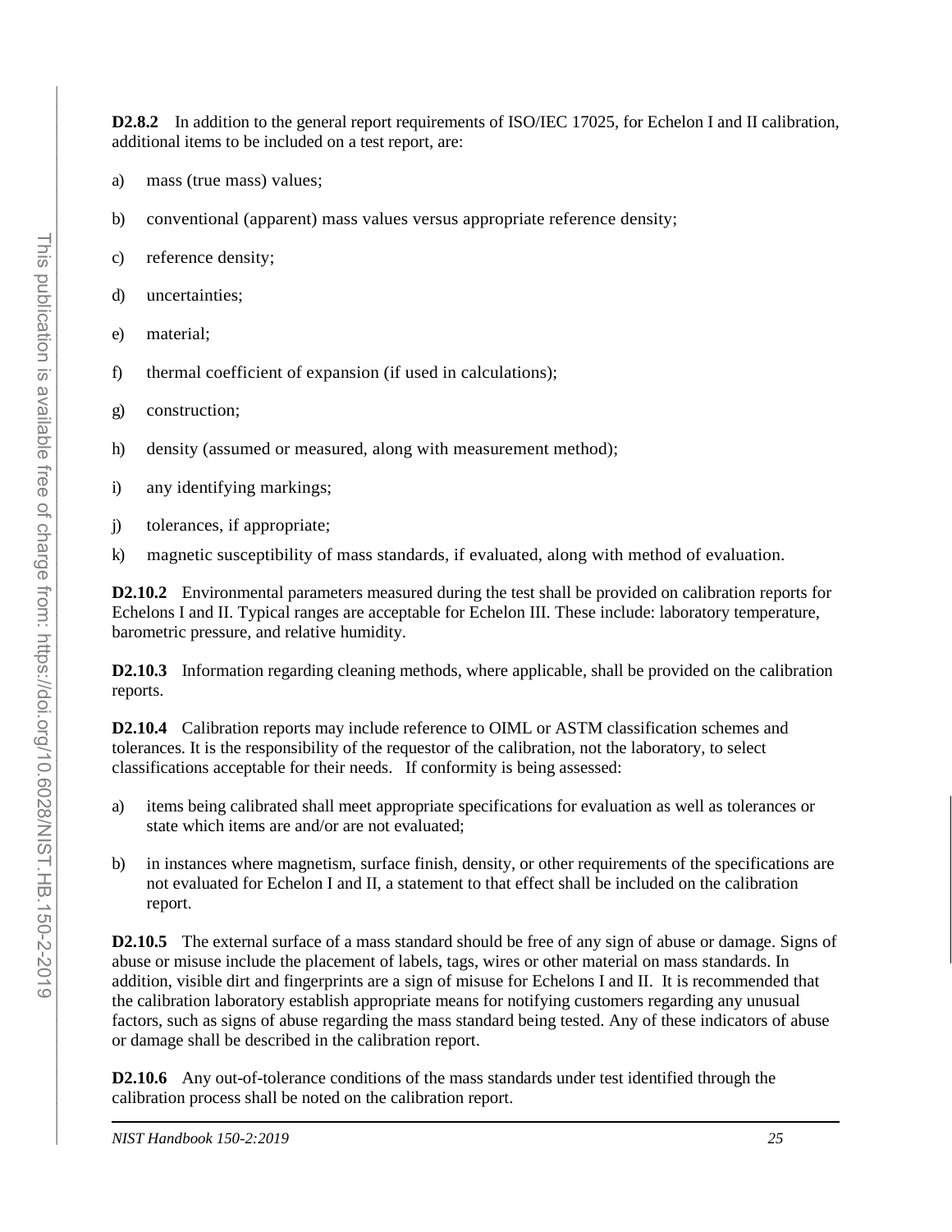**D2.8.2** In addition to the general report requirements of ISO/IEC 17025, for Echelon I and II calibration, additional items to be included on a test report, are:

a) mass (true mass) values;

b) conventional (apparent) mass values versus appropriate reference density;

c) reference density;

d) uncertainties;

e) material;

f) thermal coefficient of expansion (if used in calculations);

g) construction;

h) density (assumed or measured, along with measurement method);

i) any identifying markings;

j) tolerances, if appropriate;

k) magnetic susceptibility of mass standards, if evaluated, along with method of evaluation.

**D2.10.2** Environmental parameters measured during the test shall be provided on calibration reports for Echelons I and II. Typical ranges are acceptable for Echelon III. These include: laboratory temperature, barometric pressure, and relative humidity.

**D2.10.3** Information regarding cleaning methods, where applicable, shall be provided on the calibration reports.

**D2.10.4** Calibration reports may include reference to OIML or ASTM classification schemes and tolerances. It is the responsibility of the requestor of the calibration, not the laboratory, to select classifications acceptable for their needs. If conformity is being assessed:

a) items being calibrated shall meet appropriate specifications for evaluation as well as tolerances or state which items are and/or are not evaluated;

b) in instances where magnetism, surface finish, density, or other requirements of the specifications are not evaluated for Echelon I and II, a statement to that effect shall be included on the calibration report.

**D2.10.5** The external surface of a mass standard should be free of any sign of abuse or damage. Signs of abuse or misuse include the placement of labels, tags, wires or other material on mass standards. In addition, visible dirt and fingerprints are a sign of misuse for Echelons I and II. It is recommended that the calibration laboratory establish appropriate means for notifying customers regarding any unusual factors, such as signs of abuse regarding the mass standard being tested. Any of these indicators of abuse or damage shall be described in the calibration report.

**D2.10.6** Any out-of-tolerance conditions of the mass standards under test identified through the calibration process shall be noted on the calibration report.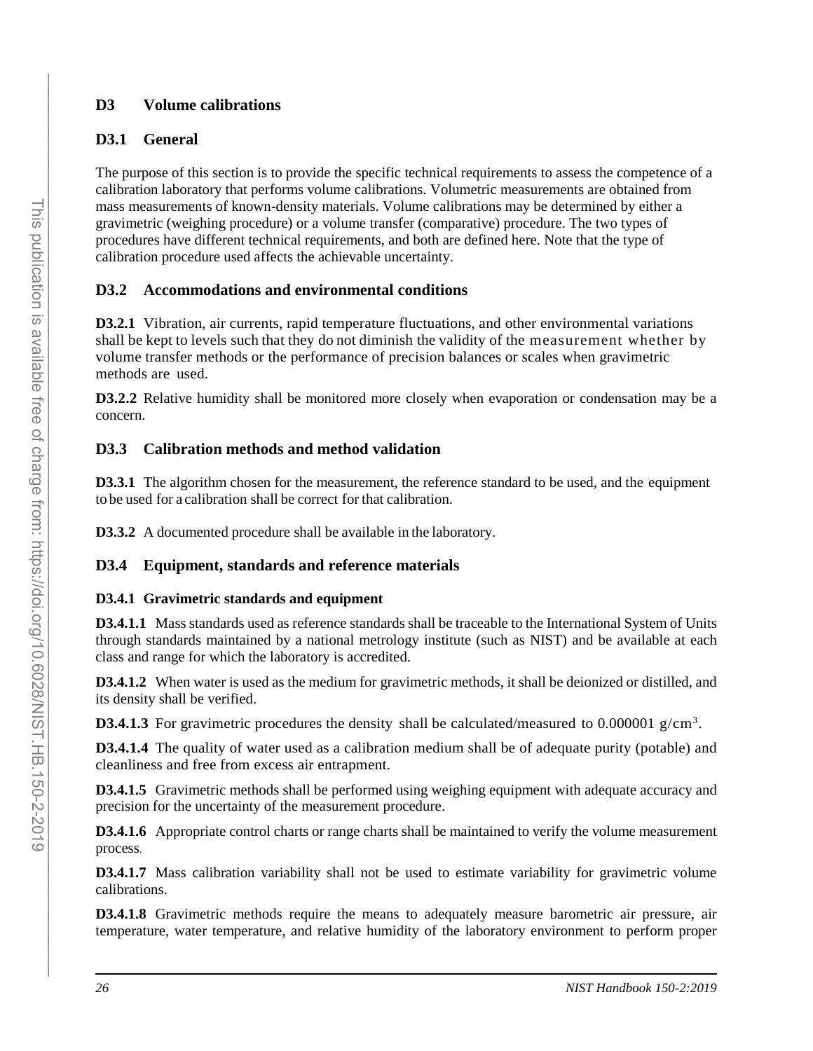## D3 Volume calibrations

### D3.1 General

The purpose of this section is to provide the specific technical requirements to assess the competence of a calibration laboratory that performs volume calibrations. Volumetric measurements are obtained from mass measurements of known-density materials. Volume calibrations may be determined by either a gravimetric (weighing procedure) or a volume transfer (comparative) procedure. The two types of procedures have different technical requirements, and both are defined here. Note that the type of calibration procedure used affects the achievable uncertainty.

### D3.2 Accommodations and environmental conditions

**D3.2.1** Vibration, air currents, rapid temperature fluctuations, and other environmental variations shall be kept to levels such that they do not diminish the validity of the measurement whether by volume transfer methods or the performance of precision balances or scales when gravimetric methods are used.

**D3.2.2** Relative humidity shall be monitored more closely when evaporation or condensation may be a concern.

### D3.3 Calibration methods and method validation

**D3.3.1** The algorithm chosen for the measurement, the reference standard to be used, and the equipment to be used for a calibration shall be correct for that calibration.

**D3.3.2** A documented procedure shall be available in the laboratory.

### D3.4 Equipment, standards and reference materials

#### D3.4.1 Gravimetric standards and equipment

**D3.4.1.1** Mass standards used as reference standards shall be traceable to the International System of Units through standards maintained by a national metrology institute (such as NIST) and be available at each class and range for which the laboratory is accredited.

**D3.4.1.2** When water is used as the medium for gravimetric methods, it shall be deionized or distilled, and its density shall be verified.

**D3.4.1.3** For gravimetric procedures the density shall be calculated/measured to 0.000001 $g/cm^3$.

**D3.4.1.4** The quality of water used as a calibration medium shall be of adequate purity (potable) and cleanliness and free from excess air entrapment.

**D3.4.1.5** Gravimetric methods shall be performed using weighing equipment with adequate accuracy and precision for the uncertainty of the measurement procedure.

**D3.4.1.6** Appropriate control charts or range charts shall be maintained to verify the volume measurement process.

**D3.4.1.7** Mass calibration variability shall not be used to estimate variability for gravimetric volume calibrations.

**D3.4.1.8** Gravimetric methods require the means to adequately measure barometric air pressure, air temperature, water temperature, and relative humidity of the laboratory environment to perform proper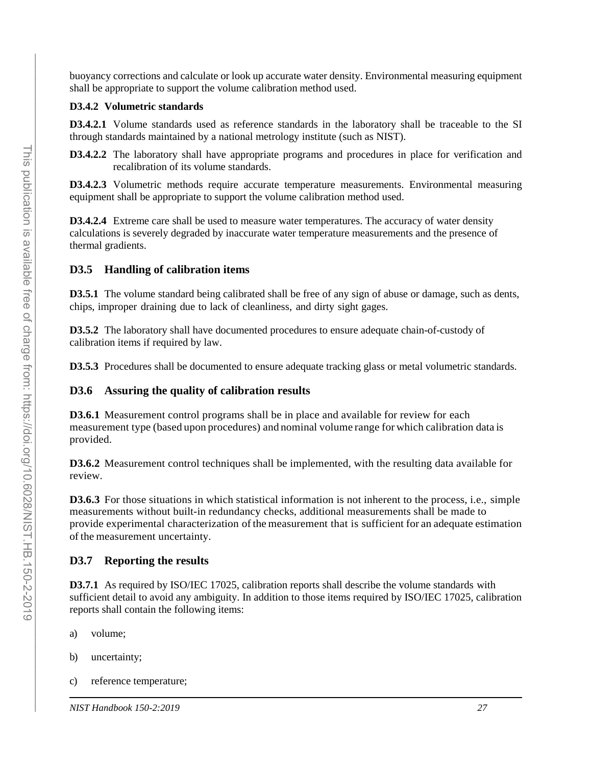buoyancy corrections and calculate or look up accurate water density. Environmental measuring equipment shall be appropriate to support the volume calibration method used.

#### D3.4.2 Volumetric standards

**D3.4.2.1** Volume standards used as reference standards in the laboratory shall be traceable to the SI through standards maintained by a national metrology institute (such as NIST).

**D3.4.2.2** The laboratory shall have appropriate programs and procedures in place for verification and recalibration of its volume standards.

**D3.4.2.3** Volumetric methods require accurate temperature measurements. Environmental measuring equipment shall be appropriate to support the volume calibration method used.

**D3.4.2.4** Extreme care shall be used to measure water temperatures. The accuracy of water density calculations is severely degraded by inaccurate water temperature measurements and the presence of thermal gradients.

### D3.5 Handling of calibration items

**D3.5.1** The volume standard being calibrated shall be free of any sign of abuse or damage, such as dents, chips, improper draining due to lack of cleanliness, and dirty sight gages.

**D3.5.2** The laboratory shall have documented procedures to ensure adequate chain-of-custody of calibration items if required by law.

**D3.5.3** Procedures shall be documented to ensure adequate tracking glass or metal volumetric standards.

### D3.6 Assuring the quality of calibration results

**D3.6.1** Measurement control programs shall be in place and available for review for each measurement type (based upon procedures) and nominal volume range for which calibration data is provided.

**D3.6.2** Measurement control techniques shall be implemented, with the resulting data available for review.

**D3.6.3** For those situations in which statistical information is not inherent to the process, i.e., simple measurements without built-in redundancy checks, additional measurements shall be made to provide experimental characterization of the measurement that is sufficient for an adequate estimation of the measurement uncertainty.

### D3.7 Reporting the results

**D3.7.1** As required by ISO/IEC 17025, calibration reports shall describe the volume standards with sufficient detail to avoid any ambiguity. In addition to those items required by ISO/IEC 17025, calibration reports shall contain the following items:

a) volume;

b) uncertainty;

c) reference temperature;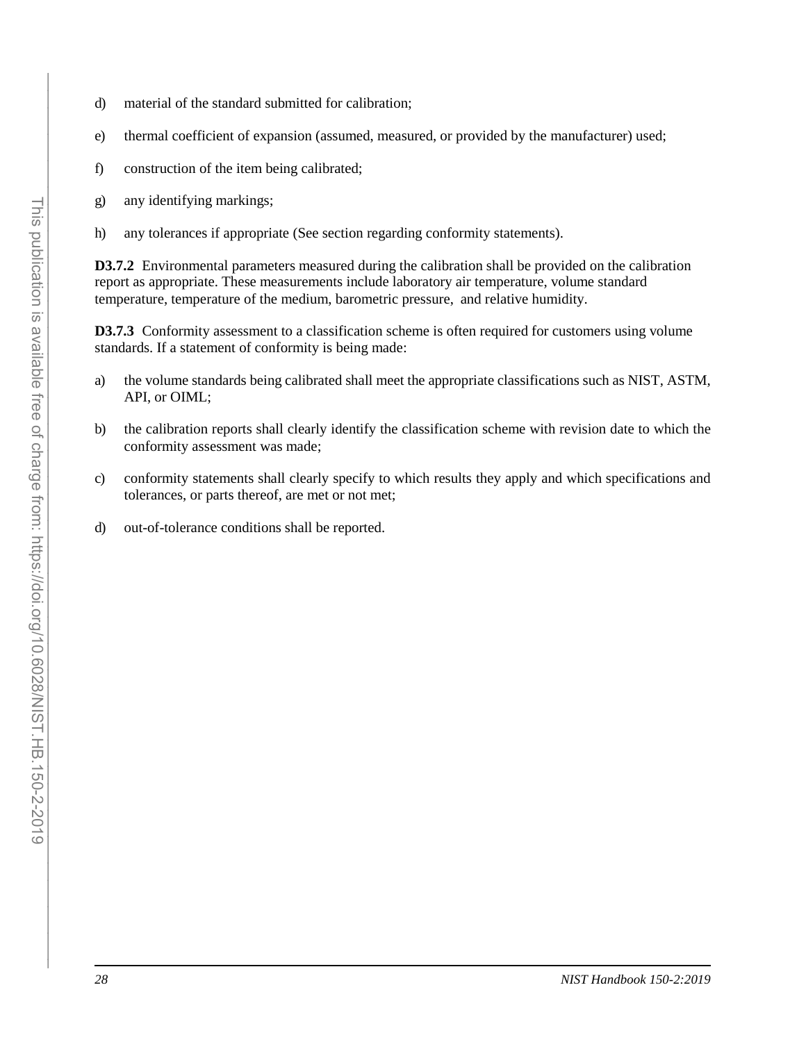d) material of the standard submitted for calibration;

e) thermal coefficient of expansion (assumed, measured, or provided by the manufacturer) used;

f) construction of the item being calibrated;

g) any identifying markings;

h) any tolerances if appropriate (See section regarding conformity statements).

**D3.7.2** Environmental parameters measured during the calibration shall be provided on the calibration report as appropriate. These measurements include laboratory air temperature, volume standard temperature, temperature of the medium, barometric pressure, and relative humidity.

**D3.7.3** Conformity assessment to a classification scheme is often required for customers using volume standards. If a statement of conformity is being made:

a) the volume standards being calibrated shall meet the appropriate classifications such as NIST, ASTM, API, or OIML;

b) the calibration reports shall clearly identify the classification scheme with revision date to which the conformity assessment was made;

c) conformity statements shall clearly specify to which results they apply and which specifications and tolerances, or parts thereof, are met or not met;

d) out-of-tolerance conditions shall be reported.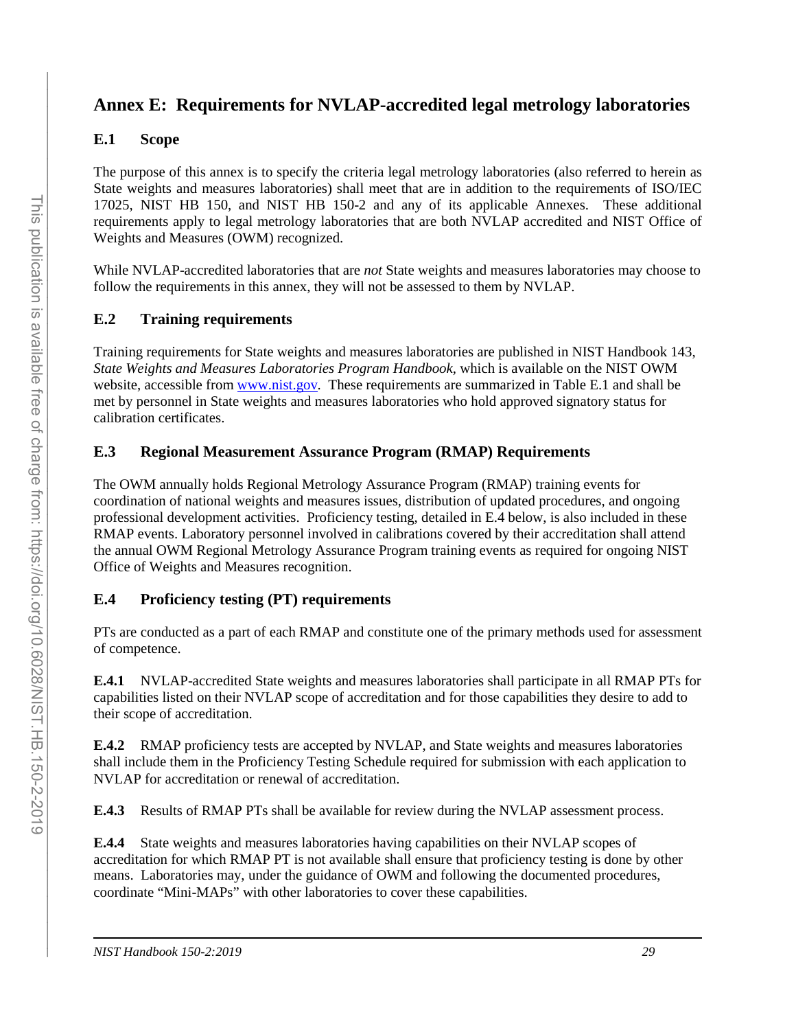# Annex E: Requirements for NVLAP-accredited legal metrology laboratories

## E.1 Scope

The purpose of this annex is to specify the criteria legal metrology laboratories (also referred to herein as State weights and measures laboratories) shall meet that are in addition to the requirements of ISO/IEC 17025, NIST HB 150, and NIST HB 150-2 and any of its applicable Annexes. These additional requirements apply to legal metrology laboratories that are both NVLAP accredited and NIST Office of Weights and Measures (OWM) recognized.

While NVLAP-accredited laboratories that are *not* State weights and measures laboratories may choose to follow the requirements in this annex, they will not be assessed to them by NVLAP.

## E.2 Training requirements

Training requirements for State weights and measures laboratories are published in NIST Handbook 143, *State Weights and Measures Laboratories Program Handbook*, which is available on the NIST OWM website, accessible from www.nist.gov. These requirements are summarized in Table E.1 and shall be met by personnel in State weights and measures laboratories who hold approved signatory status for calibration certificates.

## E.3 Regional Measurement Assurance Program (RMAP) Requirements

The OWM annually holds Regional Metrology Assurance Program (RMAP) training events for coordination of national weights and measures issues, distribution of updated procedures, and ongoing professional development activities. Proficiency testing, detailed in E.4 below, is also included in these RMAP events. Laboratory personnel involved in calibrations covered by their accreditation shall attend the annual OWM Regional Metrology Assurance Program training events as required for ongoing NIST Office of Weights and Measures recognition.

## E.4 Proficiency testing (PT) requirements

PTs are conducted as a part of each RMAP and constitute one of the primary methods used for assessment of competence.

**E.4.1** NVLAP-accredited State weights and measures laboratories shall participate in all RMAP PTs for capabilities listed on their NVLAP scope of accreditation and for those capabilities they desire to add to their scope of accreditation.

**E.4.2** RMAP proficiency tests are accepted by NVLAP, and State weights and measures laboratories shall include them in the Proficiency Testing Schedule required for submission with each application to NVLAP for accreditation or renewal of accreditation.

**E.4.3** Results of RMAP PTs shall be available for review during the NVLAP assessment process.

**E.4.4** State weights and measures laboratories having capabilities on their NVLAP scopes of accreditation for which RMAP PT is not available shall ensure that proficiency testing is done by other means. Laboratories may, under the guidance of OWM and following the documented procedures, coordinate "Mini-MAPs" with other laboratories to cover these capabilities.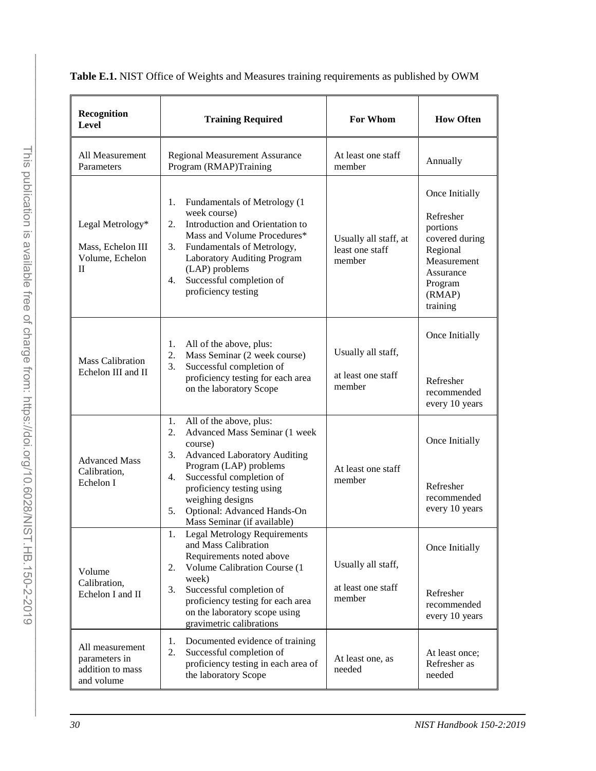**Table E.1.** NIST Office of Weights and Measures training requirements as published by OWM

| Recognition Level | Training Required | For Whom | How Often |
|---|---|---|---|
| All Measurement Parameters | Regional Measurement Assurance Program (RMAP)Training | At least one staff member | Annually |
| Legal Metrology*<br><br>Mass, Echelon III<br>Volume, Echelon II | 1. Fundamentals of Metrology (1 week course)<br>2. Introduction and Orientation to Mass and Volume Procedures*<br>3. Fundamentals of Metrology, Laboratory Auditing Program (LAP) problems<br>4. Successful completion of proficiency testing | Usually all staff, at least one staff member | Once Initially<br><br>Refresher portions covered during Regional Measurement Assurance Program (RMAP) training |
| Mass Calibration Echelon III and II | 1. All of the above, plus:<br>2. Mass Seminar (2 week course)<br>3. Successful completion of proficiency testing for each area on the laboratory Scope | Usually all staff,<br><br>at least one staff member | Once Initially<br><br>Refresher recommended every 10 years |
| Advanced Mass Calibration, Echelon I | 1. All of the above, plus:<br>2. Advanced Mass Seminar (1 week course)<br>3. Advanced Laboratory Auditing Program (LAP) problems<br>4. Successful completion of proficiency testing using weighing designs<br>5. Optional: Advanced Hands-On Mass Seminar (if available) | At least one staff member | Once Initially<br><br>Refresher recommended every 10 years |
| Volume Calibration, Echelon I and II | 1. Legal Metrology Requirements and Mass Calibration Requirements noted above<br>2. Volume Calibration Course (1 week)<br>3. Successful completion of proficiency testing for each area on the laboratory scope using gravimetric calibrations | Usually all staff,<br><br>at least one staff member | Once Initially<br><br>Refresher recommended every 10 years |
| All measurement parameters in addition to mass and volume | 1. Documented evidence of training<br>2. Successful completion of proficiency testing in each area of the laboratory Scope | At least one, as needed | At least once; Refresher as needed |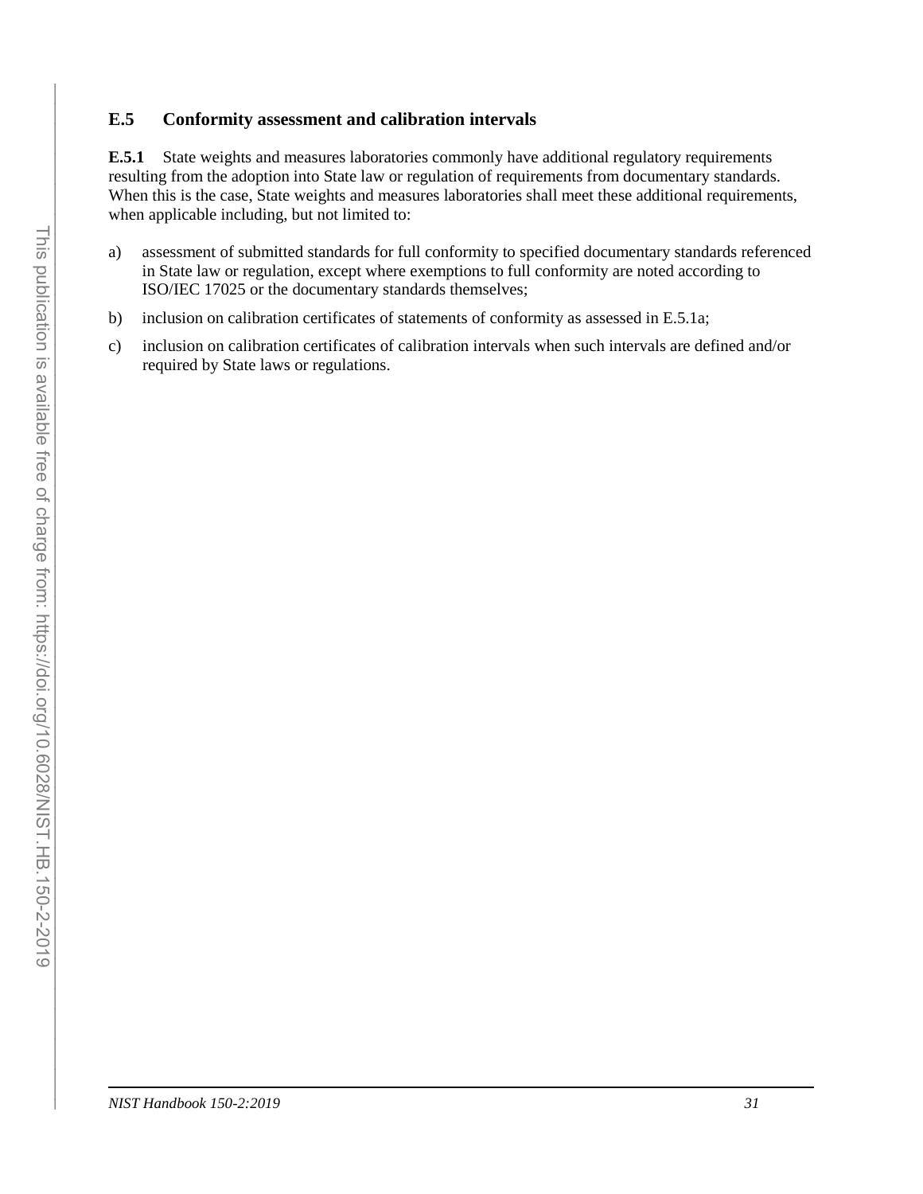## E.5 Conformity assessment and calibration intervals

**E.5.1** State weights and measures laboratories commonly have additional regulatory requirements resulting from the adoption into State law or regulation of requirements from documentary standards. When this is the case, State weights and measures laboratories shall meet these additional requirements, when applicable including, but not limited to:

a) assessment of submitted standards for full conformity to specified documentary standards referenced in State law or regulation, except where exemptions to full conformity are noted according to ISO/IEC 17025 or the documentary standards themselves;

b) inclusion on calibration certificates of statements of conformity as assessed in E.5.1a;

c) inclusion on calibration certificates of calibration intervals when such intervals are defined and/or required by State laws or regulations.